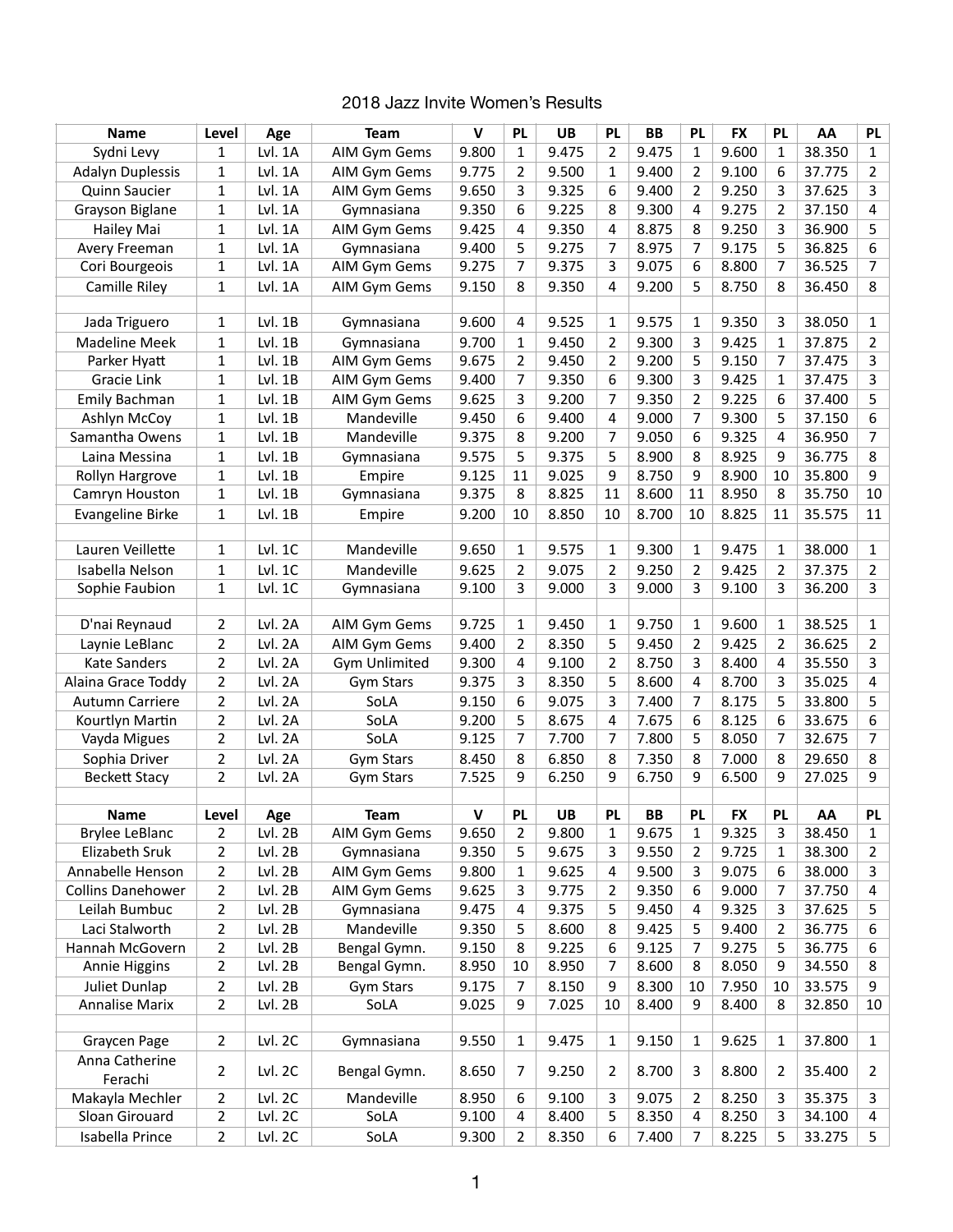# 2018 Jazz Invite Women's Results

| Name | Level | Age | Team | V | PL | UB | PL | BB | PL | FX | PL | AA | PL |
|---|---|---|---|---|---|---|---|---|---|---|---|---|---|
| Sydni Levy | 1 | Lvl. 1A | AIM Gym Gems | 9.800 | 1 | 9.475 | 2 | 9.475 | 1 | 9.600 | 1 | 38.350 | 1 |
| Adalyn Duplessis | 1 | Lvl. 1A | AIM Gym Gems | 9.775 | 2 | 9.500 | 1 | 9.400 | 2 | 9.100 | 6 | 37.775 | 2 |
| Quinn Saucier | 1 | Lvl. 1A | AIM Gym Gems | 9.650 | 3 | 9.325 | 6 | 9.400 | 2 | 9.250 | 3 | 37.625 | 3 |
| Grayson Biglane | 1 | Lvl. 1A | Gymnasiana | 9.350 | 6 | 9.225 | 8 | 9.300 | 4 | 9.275 | 2 | 37.150 | 4 |
| Hailey Mai | 1 | Lvl. 1A | AIM Gym Gems | 9.425 | 4 | 9.350 | 4 | 8.875 | 8 | 9.250 | 3 | 36.900 | 5 |
| Avery Freeman | 1 | Lvl. 1A | Gymnasiana | 9.400 | 5 | 9.275 | 7 | 8.975 | 7 | 9.175 | 5 | 36.825 | 6 |
| Cori Bourgeois | 1 | Lvl. 1A | AIM Gym Gems | 9.275 | 7 | 9.375 | 3 | 9.075 | 6 | 8.800 | 7 | 36.525 | 7 |
| Camille Riley | 1 | Lvl. 1A | AIM Gym Gems | 9.150 | 8 | 9.350 | 4 | 9.200 | 5 | 8.750 | 8 | 36.450 | 8 |
| | | | | | | | | | | | | | |
| Jada Triguero | 1 | Lvl. 1B | Gymnasiana | 9.600 | 4 | 9.525 | 1 | 9.575 | 1 | 9.350 | 3 | 38.050 | 1 |
| Madeline Meek | 1 | Lvl. 1B | Gymnasiana | 9.700 | 1 | 9.450 | 2 | 9.300 | 3 | 9.425 | 1 | 37.875 | 2 |
| Parker Hyatt | 1 | Lvl. 1B | AIM Gym Gems | 9.675 | 2 | 9.450 | 2 | 9.200 | 5 | 9.150 | 7 | 37.475 | 3 |
| Gracie Link | 1 | Lvl. 1B | AIM Gym Gems | 9.400 | 7 | 9.350 | 6 | 9.300 | 3 | 9.425 | 1 | 37.475 | 3 |
| Emily Bachman | 1 | Lvl. 1B | AIM Gym Gems | 9.625 | 3 | 9.200 | 7 | 9.350 | 2 | 9.225 | 6 | 37.400 | 5 |
| Ashlyn McCoy | 1 | Lvl. 1B | Mandeville | 9.450 | 6 | 9.400 | 4 | 9.000 | 7 | 9.300 | 5 | 37.150 | 6 |
| Samantha Owens | 1 | Lvl. 1B | Mandeville | 9.375 | 8 | 9.200 | 7 | 9.050 | 6 | 9.325 | 4 | 36.950 | 7 |
| Laina Messina | 1 | Lvl. 1B | Gymnasiana | 9.575 | 5 | 9.375 | 5 | 8.900 | 8 | 8.925 | 9 | 36.775 | 8 |
| Rollyn Hargrove | 1 | Lvl. 1B | Empire | 9.125 | 11 | 9.025 | 9 | 8.750 | 9 | 8.900 | 10 | 35.800 | 9 |
| Camryn Houston | 1 | Lvl. 1B | Gymnasiana | 9.375 | 8 | 8.825 | 11 | 8.600 | 11 | 8.950 | 8 | 35.750 | 10 |
| Evangeline Birke | 1 | Lvl. 1B | Empire | 9.200 | 10 | 8.850 | 10 | 8.700 | 10 | 8.825 | 11 | 35.575 | 11 |
| | | | | | | | | | | | | | |
| Lauren Veillette | 1 | Lvl. 1C | Mandeville | 9.650 | 1 | 9.575 | 1 | 9.300 | 1 | 9.475 | 1 | 38.000 | 1 |
| Isabella Nelson | 1 | Lvl. 1C | Mandeville | 9.625 | 2 | 9.075 | 2 | 9.250 | 2 | 9.425 | 2 | 37.375 | 2 |
| Sophie Faubion | 1 | Lvl. 1C | Gymnasiana | 9.100 | 3 | 9.000 | 3 | 9.000 | 3 | 9.100 | 3 | 36.200 | 3 |
| | | | | | | | | | | | | | |
| D'nai Reynaud | 2 | Lvl. 2A | AIM Gym Gems | 9.725 | 1 | 9.450 | 1 | 9.750 | 1 | 9.600 | 1 | 38.525 | 1 |
| Laynie LeBlanc | 2 | Lvl. 2A | AIM Gym Gems | 9.400 | 2 | 8.350 | 5 | 9.450 | 2 | 9.425 | 2 | 36.625 | 2 |
| Kate Sanders | 2 | Lvl. 2A | Gym Unlimited | 9.300 | 4 | 9.100 | 2 | 8.750 | 3 | 8.400 | 4 | 35.550 | 3 |
| Alaina Grace Toddy | 2 | Lvl. 2A | Gym Stars | 9.375 | 3 | 8.350 | 5 | 8.600 | 4 | 8.700 | 3 | 35.025 | 4 |
| Autumn Carriere | 2 | Lvl. 2A | SoLA | 9.150 | 6 | 9.075 | 3 | 7.400 | 7 | 8.175 | 5 | 33.800 | 5 |
| Kourtlyn Martin | 2 | Lvl. 2A | SoLA | 9.200 | 5 | 8.675 | 4 | 7.675 | 6 | 8.125 | 6 | 33.675 | 6 |
| Vayda Migues | 2 | Lvl. 2A | SoLA | 9.125 | 7 | 7.700 | 7 | 7.800 | 5 | 8.050 | 7 | 32.675 | 7 |
| Sophia Driver | 2 | Lvl. 2A | Gym Stars | 8.450 | 8 | 6.850 | 8 | 7.350 | 8 | 7.000 | 8 | 29.650 | 8 |
| Beckett Stacy | 2 | Lvl. 2A | Gym Stars | 7.525 | 9 | 6.250 | 9 | 6.750 | 9 | 6.500 | 9 | 27.025 | 9 |
| | | | | | | | | | | | | | |
| **Name** | **Level** | **Age** | **Team** | **V** | **PL** | **UB** | **PL** | **BB** | **PL** | **FX** | **PL** | **AA** | **PL** |
| Brylee LeBlanc | 2 | Lvl. 2B | AIM Gym Gems | 9.650 | 2 | 9.800 | 1 | 9.675 | 1 | 9.325 | 3 | 38.450 | 1 |
| Elizabeth Sruk | 2 | Lvl. 2B | Gymnasiana | 9.350 | 5 | 9.675 | 3 | 9.550 | 2 | 9.725 | 1 | 38.300 | 2 |
| Annabelle Henson | 2 | Lvl. 2B | AIM Gym Gems | 9.800 | 1 | 9.625 | 4 | 9.500 | 3 | 9.075 | 6 | 38.000 | 3 |
| Collins Danehower | 2 | Lvl. 2B | AIM Gym Gems | 9.625 | 3 | 9.775 | 2 | 9.350 | 6 | 9.000 | 7 | 37.750 | 4 |
| Leilah Bumbuc | 2 | Lvl. 2B | Gymnasiana | 9.475 | 4 | 9.375 | 5 | 9.450 | 4 | 9.325 | 3 | 37.625 | 5 |
| Laci Stalworth | 2 | Lvl. 2B | Mandeville | 9.350 | 5 | 8.600 | 8 | 9.425 | 5 | 9.400 | 2 | 36.775 | 6 |
| Hannah McGovern | 2 | Lvl. 2B | Bengal Gymn. | 9.150 | 8 | 9.225 | 6 | 9.125 | 7 | 9.275 | 5 | 36.775 | 6 |
| Annie Higgins | 2 | Lvl. 2B | Bengal Gymn. | 8.950 | 10 | 8.950 | 7 | 8.600 | 8 | 8.050 | 9 | 34.550 | 8 |
| Juliet Dunlap | 2 | Lvl. 2B | Gym Stars | 9.175 | 7 | 8.150 | 9 | 8.300 | 10 | 7.950 | 10 | 33.575 | 9 |
| Annalise Marix | 2 | Lvl. 2B | SoLA | 9.025 | 9 | 7.025 | 10 | 8.400 | 9 | 8.400 | 8 | 32.850 | 10 |
| | | | | | | | | | | | | | |
| Graycen Page | 2 | Lvl. 2C | Gymnasiana | 9.550 | 1 | 9.475 | 1 | 9.150 | 1 | 9.625 | 1 | 37.800 | 1 |
| Anna Catherine Ferachi | 2 | Lvl. 2C | Bengal Gymn. | 8.650 | 7 | 9.250 | 2 | 8.700 | 3 | 8.800 | 2 | 35.400 | 2 |
| Makayla Mechler | 2 | Lvl. 2C | Mandeville | 8.950 | 6 | 9.100 | 3 | 9.075 | 2 | 8.250 | 3 | 35.375 | 3 |
| Sloan Girouard | 2 | Lvl. 2C | SoLA | 9.100 | 4 | 8.400 | 5 | 8.350 | 4 | 8.250 | 3 | 34.100 | 4 |
| Isabella Prince | 2 | Lvl. 2C | SoLA | 9.300 | 2 | 8.350 | 6 | 7.400 | 7 | 8.225 | 5 | 33.275 | 5 |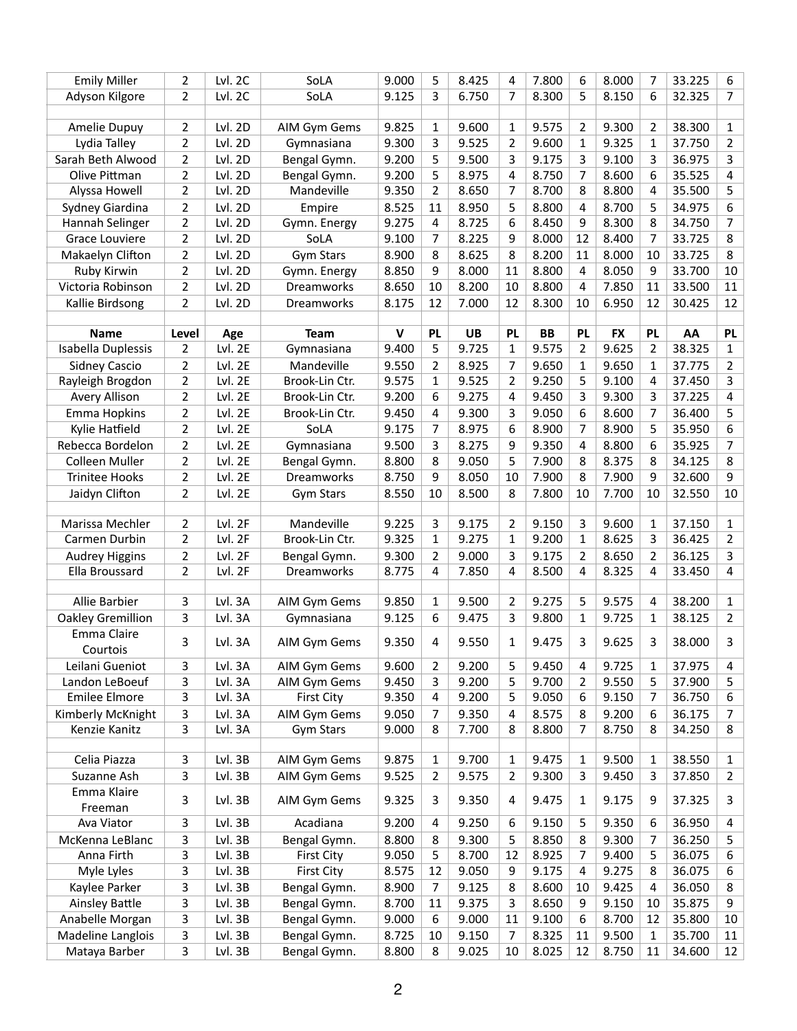| Name | Level | Age | Team | V | PL | UB | PL | BB | PL | FX | PL | AA | PL |
|---|---|---|---|---|---|---|---|---|---|---|---|---|---|
| Emily Miller | 2 | Lvl. 2C | SoLA | 9.000 | 5 | 8.425 | 4 | 7.800 | 6 | 8.000 | 7 | 33.225 | 6 |
| Adyson Kilgore | 2 | Lvl. 2C | SoLA | 9.125 | 3 | 6.750 | 7 | 8.300 | 5 | 8.150 | 6 | 32.325 | 7 |
| | | | | | | | | | | | | | |
| Amelie Dupuy | 2 | Lvl. 2D | AIM Gym Gems | 9.825 | 1 | 9.600 | 1 | 9.575 | 2 | 9.300 | 2 | 38.300 | 1 |
| Lydia Talley | 2 | Lvl. 2D | Gymnasiana | 9.300 | 3 | 9.525 | 2 | 9.600 | 1 | 9.325 | 1 | 37.750 | 2 |
| Sarah Beth Alwood | 2 | Lvl. 2D | Bengal Gymn. | 9.200 | 5 | 9.500 | 3 | 9.175 | 3 | 9.100 | 3 | 36.975 | 3 |
| Olive Pittman | 2 | Lvl. 2D | Bengal Gymn. | 9.200 | 5 | 8.975 | 4 | 8.750 | 7 | 8.600 | 6 | 35.525 | 4 |
| Alyssa Howell | 2 | Lvl. 2D | Mandeville | 9.350 | 2 | 8.650 | 7 | 8.700 | 8 | 8.800 | 4 | 35.500 | 5 |
| Sydney Giardina | 2 | Lvl. 2D | Empire | 8.525 | 11 | 8.950 | 5 | 8.800 | 4 | 8.700 | 5 | 34.975 | 6 |
| Hannah Selinger | 2 | Lvl. 2D | Gymn. Energy | 9.275 | 4 | 8.725 | 6 | 8.450 | 9 | 8.300 | 8 | 34.750 | 7 |
| Grace Louviere | 2 | Lvl. 2D | SoLA | 9.100 | 7 | 8.225 | 9 | 8.000 | 12 | 8.400 | 7 | 33.725 | 8 |
| Makaelyn Clifton | 2 | Lvl. 2D | Gym Stars | 8.900 | 8 | 8.625 | 8 | 8.200 | 11 | 8.000 | 10 | 33.725 | 8 |
| Ruby Kirwin | 2 | Lvl. 2D | Gymn. Energy | 8.850 | 9 | 8.000 | 11 | 8.800 | 4 | 8.050 | 9 | 33.700 | 10 |
| Victoria Robinson | 2 | Lvl. 2D | Dreamworks | 8.650 | 10 | 8.200 | 10 | 8.800 | 4 | 7.850 | 11 | 33.500 | 11 |
| Kallie Birdsong | 2 | Lvl. 2D | Dreamworks | 8.175 | 12 | 7.000 | 12 | 8.300 | 10 | 6.950 | 12 | 30.425 | 12 |
| | | | | | | | | | | | | | |
| **Name** | **Level** | **Age** | **Team** | **V** | **PL** | **UB** | **PL** | **BB** | **PL** | **FX** | **PL** | **AA** | **PL** |
| Isabella Duplessis | 2 | Lvl. 2E | Gymnasiana | 9.400 | 5 | 9.725 | 1 | 9.575 | 2 | 9.625 | 2 | 38.325 | 1 |
| Sidney Cascio | 2 | Lvl. 2E | Mandeville | 9.550 | 2 | 8.925 | 7 | 9.650 | 1 | 9.650 | 1 | 37.775 | 2 |
| Rayleigh Brogdon | 2 | Lvl. 2E | Brook-Lin Ctr. | 9.575 | 1 | 9.525 | 2 | 9.250 | 5 | 9.100 | 4 | 37.450 | 3 |
| Avery Allison | 2 | Lvl. 2E | Brook-Lin Ctr. | 9.200 | 6 | 9.275 | 4 | 9.450 | 3 | 9.300 | 3 | 37.225 | 4 |
| Emma Hopkins | 2 | Lvl. 2E | Brook-Lin Ctr. | 9.450 | 4 | 9.300 | 3 | 9.050 | 6 | 8.600 | 7 | 36.400 | 5 |
| Kylie Hatfield | 2 | Lvl. 2E | SoLA | 9.175 | 7 | 8.975 | 6 | 8.900 | 7 | 8.900 | 5 | 35.950 | 6 |
| Rebecca Bordelon | 2 | Lvl. 2E | Gymnasiana | 9.500 | 3 | 8.275 | 9 | 9.350 | 4 | 8.800 | 6 | 35.925 | 7 |
| Colleen Muller | 2 | Lvl. 2E | Bengal Gymn. | 8.800 | 8 | 9.050 | 5 | 7.900 | 8 | 8.375 | 8 | 34.125 | 8 |
| Trinitee Hooks | 2 | Lvl. 2E | Dreamworks | 8.750 | 9 | 8.050 | 10 | 7.900 | 8 | 7.900 | 9 | 32.600 | 9 |
| Jaidyn Clifton | 2 | Lvl. 2E | Gym Stars | 8.550 | 10 | 8.500 | 8 | 7.800 | 10 | 7.700 | 10 | 32.550 | 10 |
| | | | | | | | | | | | | | |
| Marissa Mechler | 2 | Lvl. 2F | Mandeville | 9.225 | 3 | 9.175 | 2 | 9.150 | 3 | 9.600 | 1 | 37.150 | 1 |
| Carmen Durbin | 2 | Lvl. 2F | Brook-Lin Ctr. | 9.325 | 1 | 9.275 | 1 | 9.200 | 1 | 8.625 | 3 | 36.425 | 2 |
| Audrey Higgins | 2 | Lvl. 2F | Bengal Gymn. | 9.300 | 2 | 9.000 | 3 | 9.175 | 2 | 8.650 | 2 | 36.125 | 3 |
| Ella Broussard | 2 | Lvl. 2F | Dreamworks | 8.775 | 4 | 7.850 | 4 | 8.500 | 4 | 8.325 | 4 | 33.450 | 4 |
| | | | | | | | | | | | | | |
| Allie Barbier | 3 | Lvl. 3A | AIM Gym Gems | 9.850 | 1 | 9.500 | 2 | 9.275 | 5 | 9.575 | 4 | 38.200 | 1 |
| Oakley Gremillion | 3 | Lvl. 3A | Gymnasiana | 9.125 | 6 | 9.475 | 3 | 9.800 | 1 | 9.725 | 1 | 38.125 | 2 |
| Emma Claire Courtois | 3 | Lvl. 3A | AIM Gym Gems | 9.350 | 4 | 9.550 | 1 | 9.475 | 3 | 9.625 | 3 | 38.000 | 3 |
| Leilani Gueniot | 3 | Lvl. 3A | AIM Gym Gems | 9.600 | 2 | 9.200 | 5 | 9.450 | 4 | 9.725 | 1 | 37.975 | 4 |
| Landon LeBoeuf | 3 | Lvl. 3A | AIM Gym Gems | 9.450 | 3 | 9.200 | 5 | 9.700 | 2 | 9.550 | 5 | 37.900 | 5 |
| Emilee Elmore | 3 | Lvl. 3A | First City | 9.350 | 4 | 9.200 | 5 | 9.050 | 6 | 9.150 | 7 | 36.750 | 6 |
| Kimberly McKnight | 3 | Lvl. 3A | AIM Gym Gems | 9.050 | 7 | 9.350 | 4 | 8.575 | 8 | 9.200 | 6 | 36.175 | 7 |
| Kenzie Kanitz | 3 | Lvl. 3A | Gym Stars | 9.000 | 8 | 7.700 | 8 | 8.800 | 7 | 8.750 | 8 | 34.250 | 8 |
| | | | | | | | | | | | | | |
| Celia Piazza | 3 | Lvl. 3B | AIM Gym Gems | 9.875 | 1 | 9.700 | 1 | 9.475 | 1 | 9.500 | 1 | 38.550 | 1 |
| Suzanne Ash | 3 | Lvl. 3B | AIM Gym Gems | 9.525 | 2 | 9.575 | 2 | 9.300 | 3 | 9.450 | 3 | 37.850 | 2 |
| Emma Klaire Freeman | 3 | Lvl. 3B | AIM Gym Gems | 9.325 | 3 | 9.350 | 4 | 9.475 | 1 | 9.175 | 9 | 37.325 | 3 |
| Ava Viator | 3 | Lvl. 3B | Acadiana | 9.200 | 4 | 9.250 | 6 | 9.150 | 5 | 9.350 | 6 | 36.950 | 4 |
| McKenna LeBlanc | 3 | Lvl. 3B | Bengal Gymn. | 8.800 | 8 | 9.300 | 5 | 8.850 | 8 | 9.300 | 7 | 36.250 | 5 |
| Anna Firth | 3 | Lvl. 3B | First City | 9.050 | 5 | 8.700 | 12 | 8.925 | 7 | 9.400 | 5 | 36.075 | 6 |
| Myle Lyles | 3 | Lvl. 3B | First City | 8.575 | 12 | 9.050 | 9 | 9.175 | 4 | 9.275 | 8 | 36.075 | 6 |
| Kaylee Parker | 3 | Lvl. 3B | Bengal Gymn. | 8.900 | 7 | 9.125 | 8 | 8.600 | 10 | 9.425 | 4 | 36.050 | 8 |
| Ainsley Battle | 3 | Lvl. 3B | Bengal Gymn. | 8.700 | 11 | 9.375 | 3 | 8.650 | 9 | 9.150 | 10 | 35.875 | 9 |
| Anabelle Morgan | 3 | Lvl. 3B | Bengal Gymn. | 9.000 | 6 | 9.000 | 11 | 9.100 | 6 | 8.700 | 12 | 35.800 | 10 |
| Madeline Langlois | 3 | Lvl. 3B | Bengal Gymn. | 8.725 | 10 | 9.150 | 7 | 8.325 | 11 | 9.500 | 1 | 35.700 | 11 |
| Mataya Barber | 3 | Lvl. 3B | Bengal Gymn. | 8.800 | 8 | 9.025 | 10 | 8.025 | 12 | 8.750 | 11 | 34.600 | 12 |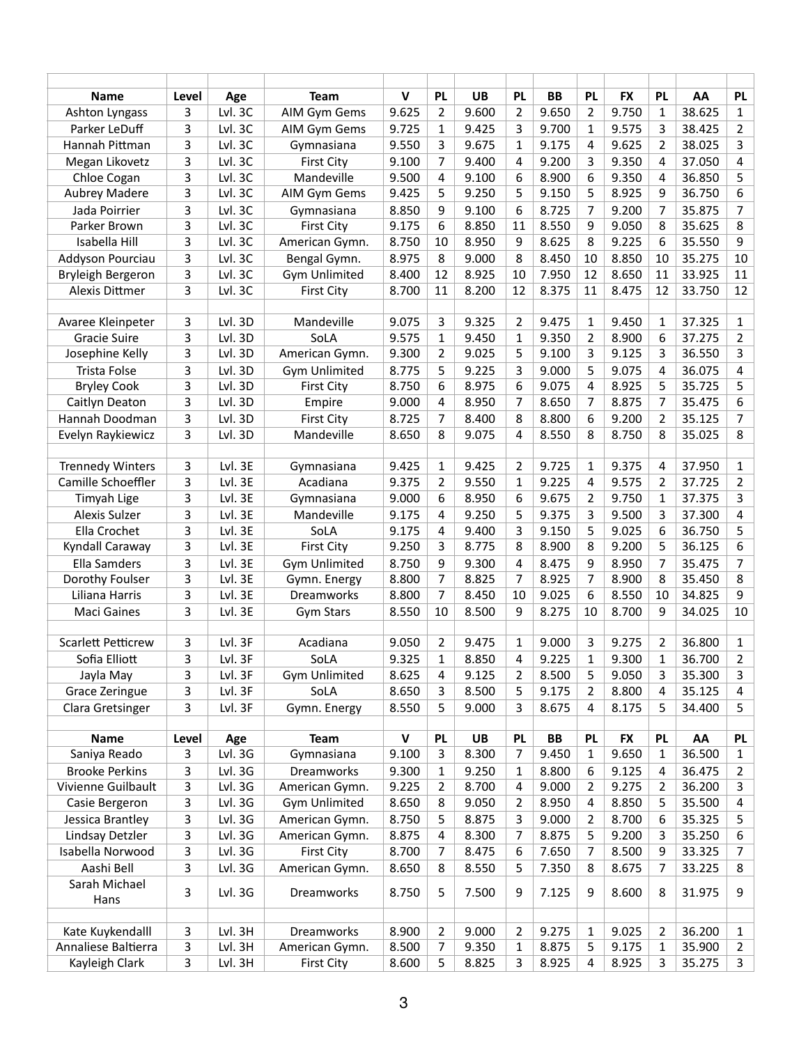| Name | Level | Age | Team | V | PL | UB | PL | BB | PL | FX | PL | AA | PL |
|---|---|---|---|---|---|---|---|---|---|---|---|---|---|
| Ashton Lyngass | 3 | Lvl. 3C | AIM Gym Gems | 9.625 | 2 | 9.600 | 2 | 9.650 | 2 | 9.750 | 1 | 38.625 | 1 |
| Parker LeDuff | 3 | Lvl. 3C | AIM Gym Gems | 9.725 | 1 | 9.425 | 3 | 9.700 | 1 | 9.575 | 3 | 38.425 | 2 |
| Hannah Pittman | 3 | Lvl. 3C | Gymnasiana | 9.550 | 3 | 9.675 | 1 | 9.175 | 4 | 9.625 | 2 | 38.025 | 3 |
| Megan Likovetz | 3 | Lvl. 3C | First City | 9.100 | 7 | 9.400 | 4 | 9.200 | 3 | 9.350 | 4 | 37.050 | 4 |
| Chloe Cogan | 3 | Lvl. 3C | Mandeville | 9.500 | 4 | 9.100 | 6 | 8.900 | 6 | 9.350 | 4 | 36.850 | 5 |
| Aubrey Madere | 3 | Lvl. 3C | AIM Gym Gems | 9.425 | 5 | 9.250 | 5 | 9.150 | 5 | 8.925 | 9 | 36.750 | 6 |
| Jada Poirrier | 3 | Lvl. 3C | Gymnasiana | 8.850 | 9 | 9.100 | 6 | 8.725 | 7 | 9.200 | 7 | 35.875 | 7 |
| Parker Brown | 3 | Lvl. 3C | First City | 9.175 | 6 | 8.850 | 11 | 8.550 | 9 | 9.050 | 8 | 35.625 | 8 |
| Isabella Hill | 3 | Lvl. 3C | American Gymn. | 8.750 | 10 | 8.950 | 9 | 8.625 | 8 | 9.225 | 6 | 35.550 | 9 |
| Addyson Pourciau | 3 | Lvl. 3C | Bengal Gymn. | 8.975 | 8 | 9.000 | 8 | 8.450 | 10 | 8.850 | 10 | 35.275 | 10 |
| Bryleigh Bergeron | 3 | Lvl. 3C | Gym Unlimited | 8.400 | 12 | 8.925 | 10 | 7.950 | 12 | 8.650 | 11 | 33.925 | 11 |
| Alexis Dittmer | 3 | Lvl. 3C | First City | 8.700 | 11 | 8.200 | 12 | 8.375 | 11 | 8.475 | 12 | 33.750 | 12 |
| | | | | | | | | | | | | | |
| Avaree Kleinpeter | 3 | Lvl. 3D | Mandeville | 9.075 | 3 | 9.325 | 2 | 9.475 | 1 | 9.450 | 1 | 37.325 | 1 |
| Gracie Suire | 3 | Lvl. 3D | SoLA | 9.575 | 1 | 9.450 | 1 | 9.350 | 2 | 8.900 | 6 | 37.275 | 2 |
| Josephine Kelly | 3 | Lvl. 3D | American Gymn. | 9.300 | 2 | 9.025 | 5 | 9.100 | 3 | 9.125 | 3 | 36.550 | 3 |
| Trista Folse | 3 | Lvl. 3D | Gym Unlimited | 8.775 | 5 | 9.225 | 3 | 9.000 | 5 | 9.075 | 4 | 36.075 | 4 |
| Bryley Cook | 3 | Lvl. 3D | First City | 8.750 | 6 | 8.975 | 6 | 9.075 | 4 | 8.925 | 5 | 35.725 | 5 |
| Caitlyn Deaton | 3 | Lvl. 3D | Empire | 9.000 | 4 | 8.950 | 7 | 8.650 | 7 | 8.875 | 7 | 35.475 | 6 |
| Hannah Doodman | 3 | Lvl. 3D | First City | 8.725 | 7 | 8.400 | 8 | 8.800 | 6 | 9.200 | 2 | 35.125 | 7 |
| Evelyn Raykiewicz | 3 | Lvl. 3D | Mandeville | 8.650 | 8 | 9.075 | 4 | 8.550 | 8 | 8.750 | 8 | 35.025 | 8 |
| | | | | | | | | | | | | | |
| Trennedy Winters | 3 | Lvl. 3E | Gymnasiana | 9.425 | 1 | 9.425 | 2 | 9.725 | 1 | 9.375 | 4 | 37.950 | 1 |
| Camille Schoeffler | 3 | Lvl. 3E | Acadiana | 9.375 | 2 | 9.550 | 1 | 9.225 | 4 | 9.575 | 2 | 37.725 | 2 |
| Timyah Lige | 3 | Lvl. 3E | Gymnasiana | 9.000 | 6 | 8.950 | 6 | 9.675 | 2 | 9.750 | 1 | 37.375 | 3 |
| Alexis Sulzer | 3 | Lvl. 3E | Mandeville | 9.175 | 4 | 9.250 | 5 | 9.375 | 3 | 9.500 | 3 | 37.300 | 4 |
| Ella Crochet | 3 | Lvl. 3E | SoLA | 9.175 | 4 | 9.400 | 3 | 9.150 | 5 | 9.025 | 6 | 36.750 | 5 |
| Kyndall Caraway | 3 | Lvl. 3E | First City | 9.250 | 3 | 8.775 | 8 | 8.900 | 8 | 9.200 | 5 | 36.125 | 6 |
| Ella Samders | 3 | Lvl. 3E | Gym Unlimited | 8.750 | 9 | 9.300 | 4 | 8.475 | 9 | 8.950 | 7 | 35.475 | 7 |
| Dorothy Foulser | 3 | Lvl. 3E | Gymn. Energy | 8.800 | 7 | 8.825 | 7 | 8.925 | 7 | 8.900 | 8 | 35.450 | 8 |
| Liliana Harris | 3 | Lvl. 3E | Dreamworks | 8.800 | 7 | 8.450 | 10 | 9.025 | 6 | 8.550 | 10 | 34.825 | 9 |
| Maci Gaines | 3 | Lvl. 3E | Gym Stars | 8.550 | 10 | 8.500 | 9 | 8.275 | 10 | 8.700 | 9 | 34.025 | 10 |
| | | | | | | | | | | | | | |
| Scarlett Petticrew | 3 | Lvl. 3F | Acadiana | 9.050 | 2 | 9.475 | 1 | 9.000 | 3 | 9.275 | 2 | 36.800 | 1 |
| Sofia Elliott | 3 | Lvl. 3F | SoLA | 9.325 | 1 | 8.850 | 4 | 9.225 | 1 | 9.300 | 1 | 36.700 | 2 |
| Jayla May | 3 | Lvl. 3F | Gym Unlimited | 8.625 | 4 | 9.125 | 2 | 8.500 | 5 | 9.050 | 3 | 35.300 | 3 |
| Grace Zeringue | 3 | Lvl. 3F | SoLA | 8.650 | 3 | 8.500 | 5 | 9.175 | 2 | 8.800 | 4 | 35.125 | 4 |
| Clara Gretsinger | 3 | Lvl. 3F | Gymn. Energy | 8.550 | 5 | 9.000 | 3 | 8.675 | 4 | 8.175 | 5 | 34.400 | 5 |
| | | | | | | | | | | | | | |
| **Name** | **Level** | **Age** | **Team** | **V** | **PL** | **UB** | **PL** | **BB** | **PL** | **FX** | **PL** | **AA** | **PL** |
| Saniya Reado | 3 | Lvl. 3G | Gymnasiana | 9.100 | 3 | 8.300 | 7 | 9.450 | 1 | 9.650 | 1 | 36.500 | 1 |
| Brooke Perkins | 3 | Lvl. 3G | Dreamworks | 9.300 | 1 | 9.250 | 1 | 8.800 | 6 | 9.125 | 4 | 36.475 | 2 |
| Vivienne Guilbault | 3 | Lvl. 3G | American Gymn. | 9.225 | 2 | 8.700 | 4 | 9.000 | 2 | 9.275 | 2 | 36.200 | 3 |
| Casie Bergeron | 3 | Lvl. 3G | Gym Unlimited | 8.650 | 8 | 9.050 | 2 | 8.950 | 4 | 8.850 | 5 | 35.500 | 4 |
| Jessica Brantley | 3 | Lvl. 3G | American Gymn. | 8.750 | 5 | 8.875 | 3 | 9.000 | 2 | 8.700 | 6 | 35.325 | 5 |
| Lindsay Detzler | 3 | Lvl. 3G | American Gymn. | 8.875 | 4 | 8.300 | 7 | 8.875 | 5 | 9.200 | 3 | 35.250 | 6 |
| Isabella Norwood | 3 | Lvl. 3G | First City | 8.700 | 7 | 8.475 | 6 | 7.650 | 7 | 8.500 | 9 | 33.325 | 7 |
| Aashi Bell | 3 | Lvl. 3G | American Gymn. | 8.650 | 8 | 8.550 | 5 | 7.350 | 8 | 8.675 | 7 | 33.225 | 8 |
| Sarah Michael Hans | 3 | Lvl. 3G | Dreamworks | 8.750 | 5 | 7.500 | 9 | 7.125 | 9 | 8.600 | 8 | 31.975 | 9 |
| | | | | | | | | | | | | | |
| Kate Kuykendalll | 3 | Lvl. 3H | Dreamworks | 8.900 | 2 | 9.000 | 2 | 9.275 | 1 | 9.025 | 2 | 36.200 | 1 |
| Annaliese Baltierra | 3 | Lvl. 3H | American Gymn. | 8.500 | 7 | 9.350 | 1 | 8.875 | 5 | 9.175 | 1 | 35.900 | 2 |
| Kayleigh Clark | 3 | Lvl. 3H | First City | 8.600 | 5 | 8.825 | 3 | 8.925 | 4 | 8.925 | 3 | 35.275 | 3 |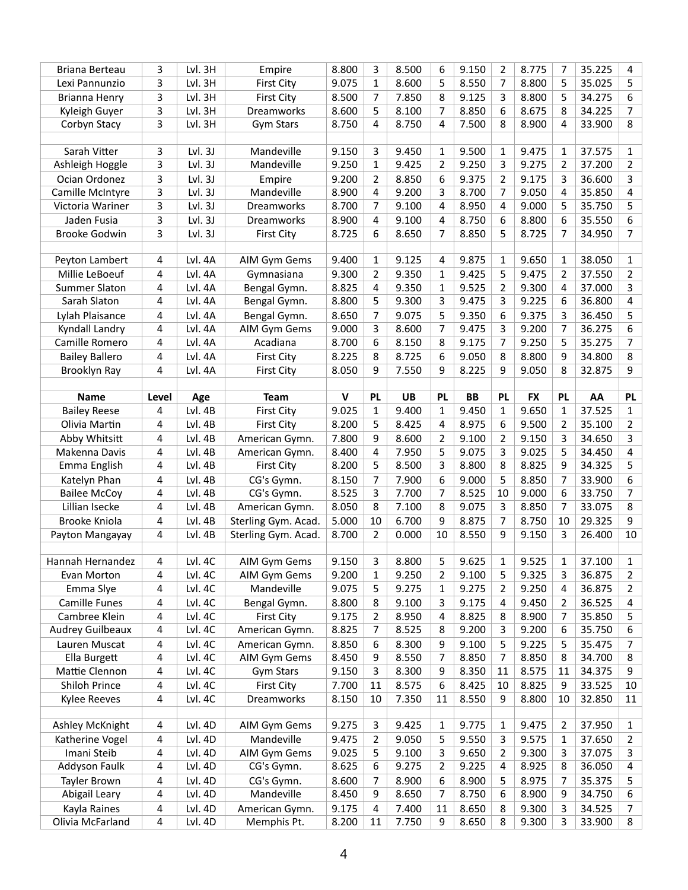| Briana Berteau | 3 | Lvl. 3H | Empire | 8.800 | 3 | 8.500 | 6 | 9.150 | 2 | 8.775 | 7 | 35.225 | 4 |
|---|---|---|---|---|---|---|---|---|---|---|---|---|---|
| Lexi Pannunzio | 3 | Lvl. 3H | First City | 9.075 | 1 | 8.600 | 5 | 8.550 | 7 | 8.800 | 5 | 35.025 | 5 |
| Brianna Henry | 3 | Lvl. 3H | First City | 8.500 | 7 | 7.850 | 8 | 9.125 | 3 | 8.800 | 5 | 34.275 | 6 |
| Kyleigh Guyer | 3 | Lvl. 3H | Dreamworks | 8.600 | 5 | 8.100 | 7 | 8.850 | 6 | 8.675 | 8 | 34.225 | 7 |
| Corbyn Stacy | 3 | Lvl. 3H | Gym Stars | 8.750 | 4 | 8.750 | 4 | 7.500 | 8 | 8.900 | 4 | 33.900 | 8 |
| | | | | | | | | | | | | | |
| Sarah Vitter | 3 | Lvl. 3J | Mandeville | 9.150 | 3 | 9.450 | 1 | 9.500 | 1 | 9.475 | 1 | 37.575 | 1 |
| Ashleigh Hoggle | 3 | Lvl. 3J | Mandeville | 9.250 | 1 | 9.425 | 2 | 9.250 | 3 | 9.275 | 2 | 37.200 | 2 |
| Ocian Ordonez | 3 | Lvl. 3J | Empire | 9.200 | 2 | 8.850 | 6 | 9.375 | 2 | 9.175 | 3 | 36.600 | 3 |
| Camille McIntyre | 3 | Lvl. 3J | Mandeville | 8.900 | 4 | 9.200 | 3 | 8.700 | 7 | 9.050 | 4 | 35.850 | 4 |
| Victoria Wariner | 3 | Lvl. 3J | Dreamworks | 8.700 | 7 | 9.100 | 4 | 8.950 | 4 | 9.000 | 5 | 35.750 | 5 |
| Jaden Fusia | 3 | Lvl. 3J | Dreamworks | 8.900 | 4 | 9.100 | 4 | 8.750 | 6 | 8.800 | 6 | 35.550 | 6 |
| Brooke Godwin | 3 | Lvl. 3J | First City | 8.725 | 6 | 8.650 | 7 | 8.850 | 5 | 8.725 | 7 | 34.950 | 7 |
| | | | | | | | | | | | | | |
| Peyton Lambert | 4 | Lvl. 4A | AIM Gym Gems | 9.400 | 1 | 9.125 | 4 | 9.875 | 1 | 9.650 | 1 | 38.050 | 1 |
| Millie LeBoeuf | 4 | Lvl. 4A | Gymnasiana | 9.300 | 2 | 9.350 | 1 | 9.425 | 5 | 9.475 | 2 | 37.550 | 2 |
| Summer Slaton | 4 | Lvl. 4A | Bengal Gymn. | 8.825 | 4 | 9.350 | 1 | 9.525 | 2 | 9.300 | 4 | 37.000 | 3 |
| Sarah Slaton | 4 | Lvl. 4A | Bengal Gymn. | 8.800 | 5 | 9.300 | 3 | 9.475 | 3 | 9.225 | 6 | 36.800 | 4 |
| Lylah Plaisance | 4 | Lvl. 4A | Bengal Gymn. | 8.650 | 7 | 9.075 | 5 | 9.350 | 6 | 9.375 | 3 | 36.450 | 5 |
| Kyndall Landry | 4 | Lvl. 4A | AIM Gym Gems | 9.000 | 3 | 8.600 | 7 | 9.475 | 3 | 9.200 | 7 | 36.275 | 6 |
| Camille Romero | 4 | Lvl. 4A | Acadiana | 8.700 | 6 | 8.150 | 8 | 9.175 | 7 | 9.250 | 5 | 35.275 | 7 |
| Bailey Ballero | 4 | Lvl. 4A | First City | 8.225 | 8 | 8.725 | 6 | 9.050 | 8 | 8.800 | 9 | 34.800 | 8 |
| Brooklyn Ray | 4 | Lvl. 4A | First City | 8.050 | 9 | 7.550 | 9 | 8.225 | 9 | 9.050 | 8 | 32.875 | 9 |
| | | | | | | | | | | | | | |
| **Name** | **Level** | **Age** | **Team** | **V** | **PL** | **UB** | **PL** | **BB** | **PL** | **FX** | **PL** | **AA** | **PL** |
| Bailey Reese | 4 | Lvl. 4B | First City | 9.025 | 1 | 9.400 | 1 | 9.450 | 1 | 9.650 | 1 | 37.525 | 1 |
| Olivia Martin | 4 | Lvl. 4B | First City | 8.200 | 5 | 8.425 | 4 | 8.975 | 6 | 9.500 | 2 | 35.100 | 2 |
| Abby Whitsitt | 4 | Lvl. 4B | American Gymn. | 7.800 | 9 | 8.600 | 2 | 9.100 | 2 | 9.150 | 3 | 34.650 | 3 |
| Makenna Davis | 4 | Lvl. 4B | American Gymn. | 8.400 | 4 | 7.950 | 5 | 9.075 | 3 | 9.025 | 5 | 34.450 | 4 |
| Emma English | 4 | Lvl. 4B | First City | 8.200 | 5 | 8.500 | 3 | 8.800 | 8 | 8.825 | 9 | 34.325 | 5 |
| Katelyn Phan | 4 | Lvl. 4B | CG's Gymn. | 8.150 | 7 | 7.900 | 6 | 9.000 | 5 | 8.850 | 7 | 33.900 | 6 |
| Bailee McCoy | 4 | Lvl. 4B | CG's Gymn. | 8.525 | 3 | 7.700 | 7 | 8.525 | 10 | 9.000 | 6 | 33.750 | 7 |
| Lillian Isecke | 4 | Lvl. 4B | American Gymn. | 8.050 | 8 | 7.100 | 8 | 9.075 | 3 | 8.850 | 7 | 33.075 | 8 |
| Brooke Kniola | 4 | Lvl. 4B | Sterling Gym. Acad. | 5.000 | 10 | 6.700 | 9 | 8.875 | 7 | 8.750 | 10 | 29.325 | 9 |
| Payton Mangayay | 4 | Lvl. 4B | Sterling Gym. Acad. | 8.700 | 2 | 0.000 | 10 | 8.550 | 9 | 9.150 | 3 | 26.400 | 10 |
| | | | | | | | | | | | | | |
| Hannah Hernandez | 4 | Lvl. 4C | AIM Gym Gems | 9.150 | 3 | 8.800 | 5 | 9.625 | 1 | 9.525 | 1 | 37.100 | 1 |
| Evan Morton | 4 | Lvl. 4C | AIM Gym Gems | 9.200 | 1 | 9.250 | 2 | 9.100 | 5 | 9.325 | 3 | 36.875 | 2 |
| Emma Slye | 4 | Lvl. 4C | Mandeville | 9.075 | 5 | 9.275 | 1 | 9.275 | 2 | 9.250 | 4 | 36.875 | 2 |
| Camille Funes | 4 | Lvl. 4C | Bengal Gymn. | 8.800 | 8 | 9.100 | 3 | 9.175 | 4 | 9.450 | 2 | 36.525 | 4 |
| Cambree Klein | 4 | Lvl. 4C | First City | 9.175 | 2 | 8.950 | 4 | 8.825 | 8 | 8.900 | 7 | 35.850 | 5 |
| Audrey Guilbeaux | 4 | Lvl. 4C | American Gymn. | 8.825 | 7 | 8.525 | 8 | 9.200 | 3 | 9.200 | 6 | 35.750 | 6 |
| Lauren Muscat | 4 | Lvl. 4C | American Gymn. | 8.850 | 6 | 8.300 | 9 | 9.100 | 5 | 9.225 | 5 | 35.475 | 7 |
| Ella Burgett | 4 | Lvl. 4C | AIM Gym Gems | 8.450 | 9 | 8.550 | 7 | 8.850 | 7 | 8.850 | 8 | 34.700 | 8 |
| Mattie Clennon | 4 | Lvl. 4C | Gym Stars | 9.150 | 3 | 8.300 | 9 | 8.350 | 11 | 8.575 | 11 | 34.375 | 9 |
| Shiloh Prince | 4 | Lvl. 4C | First City | 7.700 | 11 | 8.575 | 6 | 8.425 | 10 | 8.825 | 9 | 33.525 | 10 |
| Kylee Reeves | 4 | Lvl. 4C | Dreamworks | 8.150 | 10 | 7.350 | 11 | 8.550 | 9 | 8.800 | 10 | 32.850 | 11 |
| | | | | | | | | | | | | | |
| Ashley McKnight | 4 | Lvl. 4D | AIM Gym Gems | 9.275 | 3 | 9.425 | 1 | 9.775 | 1 | 9.475 | 2 | 37.950 | 1 |
| Katherine Vogel | 4 | Lvl. 4D | Mandeville | 9.475 | 2 | 9.050 | 5 | 9.550 | 3 | 9.575 | 1 | 37.650 | 2 |
| Imani Steib | 4 | Lvl. 4D | AIM Gym Gems | 9.025 | 5 | 9.100 | 3 | 9.650 | 2 | 9.300 | 3 | 37.075 | 3 |
| Addyson Faulk | 4 | Lvl. 4D | CG's Gymn. | 8.625 | 6 | 9.275 | 2 | 9.225 | 4 | 8.925 | 8 | 36.050 | 4 |
| Tayler Brown | 4 | Lvl. 4D | CG's Gymn. | 8.600 | 7 | 8.900 | 6 | 8.900 | 5 | 8.975 | 7 | 35.375 | 5 |
| Abigail Leary | 4 | Lvl. 4D | Mandeville | 8.450 | 9 | 8.650 | 7 | 8.750 | 6 | 8.900 | 9 | 34.750 | 6 |
| Kayla Raines | 4 | Lvl. 4D | American Gymn. | 9.175 | 4 | 7.400 | 11 | 8.650 | 8 | 9.300 | 3 | 34.525 | 7 |
| Olivia McFarland | 4 | Lvl. 4D | Memphis Pt. | 8.200 | 11 | 7.750 | 9 | 8.650 | 8 | 9.300 | 3 | 33.900 | 8 |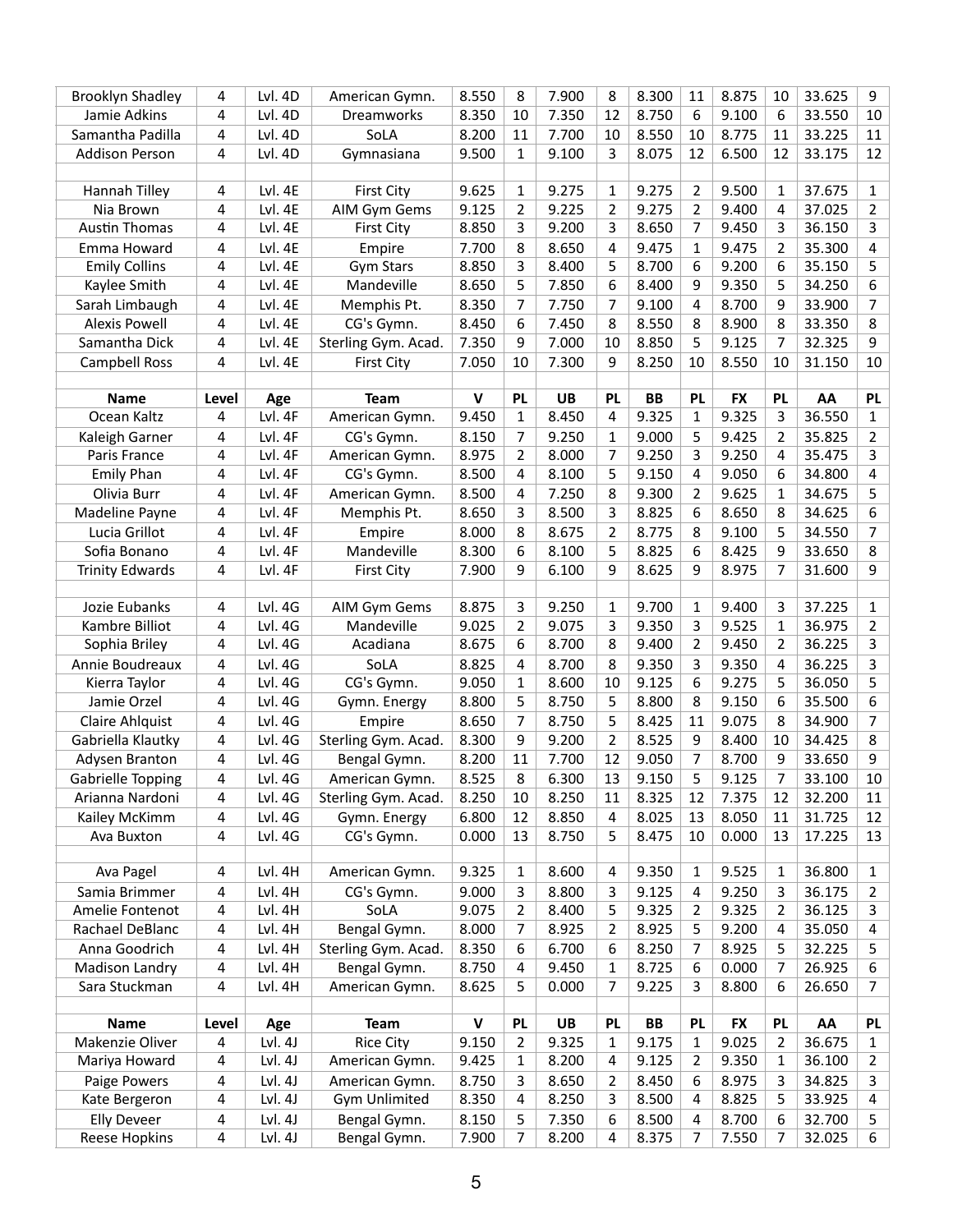| Brooklyn Shadley | 4 | Lvl. 4D | American Gymn. | 8.550 | 8 | 7.900 | 8 | 8.300 | 11 | 8.875 | 10 | 33.625 | 9 |
|---|---|---|---|---|---|---|---|---|---|---|---|---|---|
| Jamie Adkins | 4 | Lvl. 4D | Dreamworks | 8.350 | 10 | 7.350 | 12 | 8.750 | 6 | 9.100 | 6 | 33.550 | 10 |
| Samantha Padilla | 4 | Lvl. 4D | SoLA | 8.200 | 11 | 7.700 | 10 | 8.550 | 10 | 8.775 | 11 | 33.225 | 11 |
| Addison Person | 4 | Lvl. 4D | Gymnasiana | 9.500 | 1 | 9.100 | 3 | 8.075 | 12 | 6.500 | 12 | 33.175 | 12 |
| | | | | | | | | | | | | | |
| Hannah Tilley | 4 | Lvl. 4E | First City | 9.625 | 1 | 9.275 | 1 | 9.275 | 2 | 9.500 | 1 | 37.675 | 1 |
| Nia Brown | 4 | Lvl. 4E | AIM Gym Gems | 9.125 | 2 | 9.225 | 2 | 9.275 | 2 | 9.400 | 4 | 37.025 | 2 |
| Austin Thomas | 4 | Lvl. 4E | First City | 8.850 | 3 | 9.200 | 3 | 8.650 | 7 | 9.450 | 3 | 36.150 | 3 |
| Emma Howard | 4 | Lvl. 4E | Empire | 7.700 | 8 | 8.650 | 4 | 9.475 | 1 | 9.475 | 2 | 35.300 | 4 |
| Emily Collins | 4 | Lvl. 4E | Gym Stars | 8.850 | 3 | 8.400 | 5 | 8.700 | 6 | 9.200 | 6 | 35.150 | 5 |
| Kaylee Smith | 4 | Lvl. 4E | Mandeville | 8.650 | 5 | 7.850 | 6 | 8.400 | 9 | 9.350 | 5 | 34.250 | 6 |
| Sarah Limbaugh | 4 | Lvl. 4E | Memphis Pt. | 8.350 | 7 | 7.750 | 7 | 9.100 | 4 | 8.700 | 9 | 33.900 | 7 |
| Alexis Powell | 4 | Lvl. 4E | CG's Gymn. | 8.450 | 6 | 7.450 | 8 | 8.550 | 8 | 8.900 | 8 | 33.350 | 8 |
| Samantha Dick | 4 | Lvl. 4E | Sterling Gym. Acad. | 7.350 | 9 | 7.000 | 10 | 8.850 | 5 | 9.125 | 7 | 32.325 | 9 |
| Campbell Ross | 4 | Lvl. 4E | First City | 7.050 | 10 | 7.300 | 9 | 8.250 | 10 | 8.550 | 10 | 31.150 | 10 |
| | | | | | | | | | | | | | |
| **Name** | **Level** | **Age** | **Team** | **V** | **PL** | **UB** | **PL** | **BB** | **PL** | **FX** | **PL** | **AA** | **PL** |
| Ocean Kaltz | 4 | Lvl. 4F | American Gymn. | 9.450 | 1 | 8.450 | 4 | 9.325 | 1 | 9.325 | 3 | 36.550 | 1 |
| Kaleigh Garner | 4 | Lvl. 4F | CG's Gymn. | 8.150 | 7 | 9.250 | 1 | 9.000 | 5 | 9.425 | 2 | 35.825 | 2 |
| Paris France | 4 | Lvl. 4F | American Gymn. | 8.975 | 2 | 8.000 | 7 | 9.250 | 3 | 9.250 | 4 | 35.475 | 3 |
| Emily Phan | 4 | Lvl. 4F | CG's Gymn. | 8.500 | 4 | 8.100 | 5 | 9.150 | 4 | 9.050 | 6 | 34.800 | 4 |
| Olivia Burr | 4 | Lvl. 4F | American Gymn. | 8.500 | 4 | 7.250 | 8 | 9.300 | 2 | 9.625 | 1 | 34.675 | 5 |
| Madeline Payne | 4 | Lvl. 4F | Memphis Pt. | 8.650 | 3 | 8.500 | 3 | 8.825 | 6 | 8.650 | 8 | 34.625 | 6 |
| Lucia Grillot | 4 | Lvl. 4F | Empire | 8.000 | 8 | 8.675 | 2 | 8.775 | 8 | 9.100 | 5 | 34.550 | 7 |
| Sofia Bonano | 4 | Lvl. 4F | Mandeville | 8.300 | 6 | 8.100 | 5 | 8.825 | 6 | 8.425 | 9 | 33.650 | 8 |
| Trinity Edwards | 4 | Lvl. 4F | First City | 7.900 | 9 | 6.100 | 9 | 8.625 | 9 | 8.975 | 7 | 31.600 | 9 |
| | | | | | | | | | | | | | |
| Jozie Eubanks | 4 | Lvl. 4G | AIM Gym Gems | 8.875 | 3 | 9.250 | 1 | 9.700 | 1 | 9.400 | 3 | 37.225 | 1 |
| Kambre Billiot | 4 | Lvl. 4G | Mandeville | 9.025 | 2 | 9.075 | 3 | 9.350 | 3 | 9.525 | 1 | 36.975 | 2 |
| Sophia Briley | 4 | Lvl. 4G | Acadiana | 8.675 | 6 | 8.700 | 8 | 9.400 | 2 | 9.450 | 2 | 36.225 | 3 |
| Annie Boudreaux | 4 | Lvl. 4G | SoLA | 8.825 | 4 | 8.700 | 8 | 9.350 | 3 | 9.350 | 4 | 36.225 | 3 |
| Kierra Taylor | 4 | Lvl. 4G | CG's Gymn. | 9.050 | 1 | 8.600 | 10 | 9.125 | 6 | 9.275 | 5 | 36.050 | 5 |
| Jamie Orzel | 4 | Lvl. 4G | Gymn. Energy | 8.800 | 5 | 8.750 | 5 | 8.800 | 8 | 9.150 | 6 | 35.500 | 6 |
| Claire Ahlquist | 4 | Lvl. 4G | Empire | 8.650 | 7 | 8.750 | 5 | 8.425 | 11 | 9.075 | 8 | 34.900 | 7 |
| Gabriella Klautky | 4 | Lvl. 4G | Sterling Gym. Acad. | 8.300 | 9 | 9.200 | 2 | 8.525 | 9 | 8.400 | 10 | 34.425 | 8 |
| Adysen Branton | 4 | Lvl. 4G | Bengal Gymn. | 8.200 | 11 | 7.700 | 12 | 9.050 | 7 | 8.700 | 9 | 33.650 | 9 |
| Gabrielle Topping | 4 | Lvl. 4G | American Gymn. | 8.525 | 8 | 6.300 | 13 | 9.150 | 5 | 9.125 | 7 | 33.100 | 10 |
| Arianna Nardoni | 4 | Lvl. 4G | Sterling Gym. Acad. | 8.250 | 10 | 8.250 | 11 | 8.325 | 12 | 7.375 | 12 | 32.200 | 11 |
| Kailey McKimm | 4 | Lvl. 4G | Gymn. Energy | 6.800 | 12 | 8.850 | 4 | 8.025 | 13 | 8.050 | 11 | 31.725 | 12 |
| Ava Buxton | 4 | Lvl. 4G | CG's Gymn. | 0.000 | 13 | 8.750 | 5 | 8.475 | 10 | 0.000 | 13 | 17.225 | 13 |
| | | | | | | | | | | | | | |
| Ava Pagel | 4 | Lvl. 4H | American Gymn. | 9.325 | 1 | 8.600 | 4 | 9.350 | 1 | 9.525 | 1 | 36.800 | 1 |
| Samia Brimmer | 4 | Lvl. 4H | CG's Gymn. | 9.000 | 3 | 8.800 | 3 | 9.125 | 4 | 9.250 | 3 | 36.175 | 2 |
| Amelie Fontenot | 4 | Lvl. 4H | SoLA | 9.075 | 2 | 8.400 | 5 | 9.325 | 2 | 9.325 | 2 | 36.125 | 3 |
| Rachael DeBlanc | 4 | Lvl. 4H | Bengal Gymn. | 8.000 | 7 | 8.925 | 2 | 8.925 | 5 | 9.200 | 4 | 35.050 | 4 |
| Anna Goodrich | 4 | Lvl. 4H | Sterling Gym. Acad. | 8.350 | 6 | 6.700 | 6 | 8.250 | 7 | 8.925 | 5 | 32.225 | 5 |
| Madison Landry | 4 | Lvl. 4H | Bengal Gymn. | 8.750 | 4 | 9.450 | 1 | 8.725 | 6 | 0.000 | 7 | 26.925 | 6 |
| Sara Stuckman | 4 | Lvl. 4H | American Gymn. | 8.625 | 5 | 0.000 | 7 | 9.225 | 3 | 8.800 | 6 | 26.650 | 7 |
| | | | | | | | | | | | | | |
| **Name** | **Level** | **Age** | **Team** | **V** | **PL** | **UB** | **PL** | **BB** | **PL** | **FX** | **PL** | **AA** | **PL** |
| Makenzie Oliver | 4 | Lvl. 4J | Rice City | 9.150 | 2 | 9.325 | 1 | 9.175 | 1 | 9.025 | 2 | 36.675 | 1 |
| Mariya Howard | 4 | Lvl. 4J | American Gymn. | 9.425 | 1 | 8.200 | 4 | 9.125 | 2 | 9.350 | 1 | 36.100 | 2 |
| Paige Powers | 4 | Lvl. 4J | American Gymn. | 8.750 | 3 | 8.650 | 2 | 8.450 | 6 | 8.975 | 3 | 34.825 | 3 |
| Kate Bergeron | 4 | Lvl. 4J | Gym Unlimited | 8.350 | 4 | 8.250 | 3 | 8.500 | 4 | 8.825 | 5 | 33.925 | 4 |
| Elly Deveer | 4 | Lvl. 4J | Bengal Gymn. | 8.150 | 5 | 7.350 | 6 | 8.500 | 4 | 8.700 | 6 | 32.700 | 5 |
| Reese Hopkins | 4 | Lvl. 4J | Bengal Gymn. | 7.900 | 7 | 8.200 | 4 | 8.375 | 7 | 7.550 | 7 | 32.025 | 6 |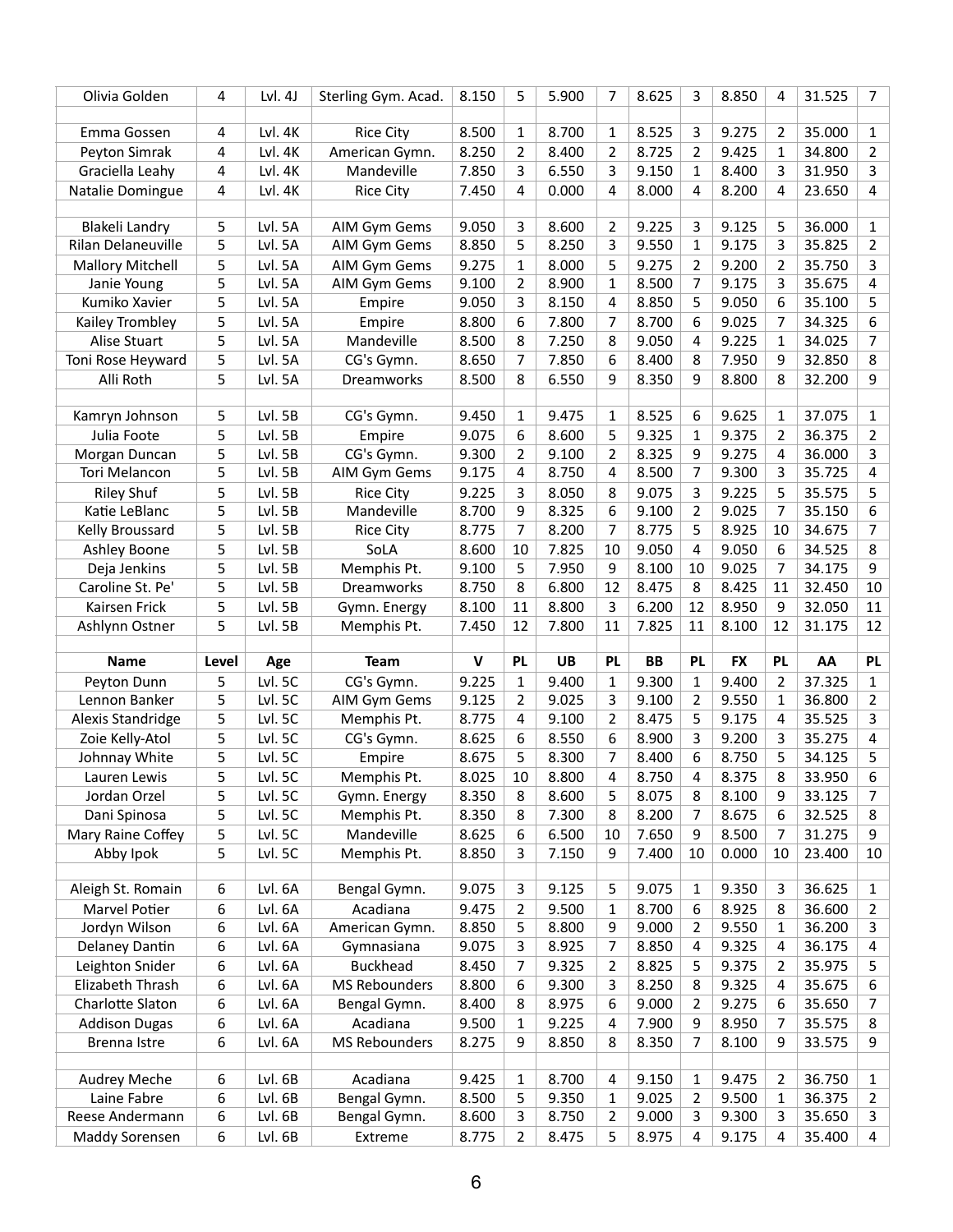| Olivia Golden | 4 | Lvl. 4J | Sterling Gym. Acad. | 8.150 | 5 | 5.900 | 7 | 8.625 | 3 | 8.850 | 4 | 31.525 | 7 |
|---|---|---|---|---|---|---|---|---|---|---|---|---|---|
| | | | | | | | | | | | | | |
| Emma Gossen | 4 | Lvl. 4K | Rice City | 8.500 | 1 | 8.700 | 1 | 8.525 | 3 | 9.275 | 2 | 35.000 | 1 |
| Peyton Simrak | 4 | Lvl. 4K | American Gymn. | 8.250 | 2 | 8.400 | 2 | 8.725 | 2 | 9.425 | 1 | 34.800 | 2 |
| Graciella Leahy | 4 | Lvl. 4K | Mandeville | 7.850 | 3 | 6.550 | 3 | 9.150 | 1 | 8.400 | 3 | 31.950 | 3 |
| Natalie Domingue | 4 | Lvl. 4K | Rice City | 7.450 | 4 | 0.000 | 4 | 8.000 | 4 | 8.200 | 4 | 23.650 | 4 |
| | | | | | | | | | | | | | |
| Blakeli Landry | 5 | Lvl. 5A | AIM Gym Gems | 9.050 | 3 | 8.600 | 2 | 9.225 | 3 | 9.125 | 5 | 36.000 | 1 |
| Rilan Delaneuville | 5 | Lvl. 5A | AIM Gym Gems | 8.850 | 5 | 8.250 | 3 | 9.550 | 1 | 9.175 | 3 | 35.825 | 2 |
| Mallory Mitchell | 5 | Lvl. 5A | AIM Gym Gems | 9.275 | 1 | 8.000 | 5 | 9.275 | 2 | 9.200 | 2 | 35.750 | 3 |
| Janie Young | 5 | Lvl. 5A | AIM Gym Gems | 9.100 | 2 | 8.900 | 1 | 8.500 | 7 | 9.175 | 3 | 35.675 | 4 |
| Kumiko Xavier | 5 | Lvl. 5A | Empire | 9.050 | 3 | 8.150 | 4 | 8.850 | 5 | 9.050 | 6 | 35.100 | 5 |
| Kailey Trombley | 5 | Lvl. 5A | Empire | 8.800 | 6 | 7.800 | 7 | 8.700 | 6 | 9.025 | 7 | 34.325 | 6 |
| Alise Stuart | 5 | Lvl. 5A | Mandeville | 8.500 | 8 | 7.250 | 8 | 9.050 | 4 | 9.225 | 1 | 34.025 | 7 |
| Toni Rose Heyward | 5 | Lvl. 5A | CG's Gymn. | 8.650 | 7 | 7.850 | 6 | 8.400 | 8 | 7.950 | 9 | 32.850 | 8 |
| Alli Roth | 5 | Lvl. 5A | Dreamworks | 8.500 | 8 | 6.550 | 9 | 8.350 | 9 | 8.800 | 8 | 32.200 | 9 |
| | | | | | | | | | | | | | |
| Kamryn Johnson | 5 | Lvl. 5B | CG's Gymn. | 9.450 | 1 | 9.475 | 1 | 8.525 | 6 | 9.625 | 1 | 37.075 | 1 |
| Julia Foote | 5 | Lvl. 5B | Empire | 9.075 | 6 | 8.600 | 5 | 9.325 | 1 | 9.375 | 2 | 36.375 | 2 |
| Morgan Duncan | 5 | Lvl. 5B | CG's Gymn. | 9.300 | 2 | 9.100 | 2 | 8.325 | 9 | 9.275 | 4 | 36.000 | 3 |
| Tori Melancon | 5 | Lvl. 5B | AIM Gym Gems | 9.175 | 4 | 8.750 | 4 | 8.500 | 7 | 9.300 | 3 | 35.725 | 4 |
| Riley Shuf | 5 | Lvl. 5B | Rice City | 9.225 | 3 | 8.050 | 8 | 9.075 | 3 | 9.225 | 5 | 35.575 | 5 |
| Katie LeBlanc | 5 | Lvl. 5B | Mandeville | 8.700 | 9 | 8.325 | 6 | 9.100 | 2 | 9.025 | 7 | 35.150 | 6 |
| Kelly Broussard | 5 | Lvl. 5B | Rice City | 8.775 | 7 | 8.200 | 7 | 8.775 | 5 | 8.925 | 10 | 34.675 | 7 |
| Ashley Boone | 5 | Lvl. 5B | SoLA | 8.600 | 10 | 7.825 | 10 | 9.050 | 4 | 9.050 | 6 | 34.525 | 8 |
| Deja Jenkins | 5 | Lvl. 5B | Memphis Pt. | 9.100 | 5 | 7.950 | 9 | 8.100 | 10 | 9.025 | 7 | 34.175 | 9 |
| Caroline St. Pe' | 5 | Lvl. 5B | Dreamworks | 8.750 | 8 | 6.800 | 12 | 8.475 | 8 | 8.425 | 11 | 32.450 | 10 |
| Kairsen Frick | 5 | Lvl. 5B | Gymn. Energy | 8.100 | 11 | 8.800 | 3 | 6.200 | 12 | 8.950 | 9 | 32.050 | 11 |
| Ashlynn Ostner | 5 | Lvl. 5B | Memphis Pt. | 7.450 | 12 | 7.800 | 11 | 7.825 | 11 | 8.100 | 12 | 31.175 | 12 |
| | | | | | | | | | | | | | |
| **Name** | **Level** | **Age** | **Team** | **V** | **PL** | **UB** | **PL** | **BB** | **PL** | **FX** | **PL** | **AA** | **PL** |
| Peyton Dunn | 5 | Lvl. 5C | CG's Gymn. | 9.225 | 1 | 9.400 | 1 | 9.300 | 1 | 9.400 | 2 | 37.325 | 1 |
| Lennon Banker | 5 | Lvl. 5C | AIM Gym Gems | 9.125 | 2 | 9.025 | 3 | 9.100 | 2 | 9.550 | 1 | 36.800 | 2 |
| Alexis Standridge | 5 | Lvl. 5C | Memphis Pt. | 8.775 | 4 | 9.100 | 2 | 8.475 | 5 | 9.175 | 4 | 35.525 | 3 |
| Zoie Kelly-Atol | 5 | Lvl. 5C | CG's Gymn. | 8.625 | 6 | 8.550 | 6 | 8.900 | 3 | 9.200 | 3 | 35.275 | 4 |
| Johnnay White | 5 | Lvl. 5C | Empire | 8.675 | 5 | 8.300 | 7 | 8.400 | 6 | 8.750 | 5 | 34.125 | 5 |
| Lauren Lewis | 5 | Lvl. 5C | Memphis Pt. | 8.025 | 10 | 8.800 | 4 | 8.750 | 4 | 8.375 | 8 | 33.950 | 6 |
| Jordan Orzel | 5 | Lvl. 5C | Gymn. Energy | 8.350 | 8 | 8.600 | 5 | 8.075 | 8 | 8.100 | 9 | 33.125 | 7 |
| Dani Spinosa | 5 | Lvl. 5C | Memphis Pt. | 8.350 | 8 | 7.300 | 8 | 8.200 | 7 | 8.675 | 6 | 32.525 | 8 |
| Mary Raine Coffey | 5 | Lvl. 5C | Mandeville | 8.625 | 6 | 6.500 | 10 | 7.650 | 9 | 8.500 | 7 | 31.275 | 9 |
| Abby Ipok | 5 | Lvl. 5C | Memphis Pt. | 8.850 | 3 | 7.150 | 9 | 7.400 | 10 | 0.000 | 10 | 23.400 | 10 |
| | | | | | | | | | | | | | |
| Aleigh St. Romain | 6 | Lvl. 6A | Bengal Gymn. | 9.075 | 3 | 9.125 | 5 | 9.075 | 1 | 9.350 | 3 | 36.625 | 1 |
| Marvel Potier | 6 | Lvl. 6A | Acadiana | 9.475 | 2 | 9.500 | 1 | 8.700 | 6 | 8.925 | 8 | 36.600 | 2 |
| Jordyn Wilson | 6 | Lvl. 6A | American Gymn. | 8.850 | 5 | 8.800 | 9 | 9.000 | 2 | 9.550 | 1 | 36.200 | 3 |
| Delaney Dantin | 6 | Lvl. 6A | Gymnasiana | 9.075 | 3 | 8.925 | 7 | 8.850 | 4 | 9.325 | 4 | 36.175 | 4 |
| Leighton Snider | 6 | Lvl. 6A | Buckhead | 8.450 | 7 | 9.325 | 2 | 8.825 | 5 | 9.375 | 2 | 35.975 | 5 |
| Elizabeth Thrash | 6 | Lvl. 6A | MS Rebounders | 8.800 | 6 | 9.300 | 3 | 8.250 | 8 | 9.325 | 4 | 35.675 | 6 |
| Charlotte Slaton | 6 | Lvl. 6A | Bengal Gymn. | 8.400 | 8 | 8.975 | 6 | 9.000 | 2 | 9.275 | 6 | 35.650 | 7 |
| Addison Dugas | 6 | Lvl. 6A | Acadiana | 9.500 | 1 | 9.225 | 4 | 7.900 | 9 | 8.950 | 7 | 35.575 | 8 |
| Brenna Istre | 6 | Lvl. 6A | MS Rebounders | 8.275 | 9 | 8.850 | 8 | 8.350 | 7 | 8.100 | 9 | 33.575 | 9 |
| | | | | | | | | | | | | | |
| Audrey Meche | 6 | Lvl. 6B | Acadiana | 9.425 | 1 | 8.700 | 4 | 9.150 | 1 | 9.475 | 2 | 36.750 | 1 |
| Laine Fabre | 6 | Lvl. 6B | Bengal Gymn. | 8.500 | 5 | 9.350 | 1 | 9.025 | 2 | 9.500 | 1 | 36.375 | 2 |
| Reese Andermann | 6 | Lvl. 6B | Bengal Gymn. | 8.600 | 3 | 8.750 | 2 | 9.000 | 3 | 9.300 | 3 | 35.650 | 3 |
| Maddy Sorensen | 6 | Lvl. 6B | Extreme | 8.775 | 2 | 8.475 | 5 | 8.975 | 4 | 9.175 | 4 | 35.400 | 4 |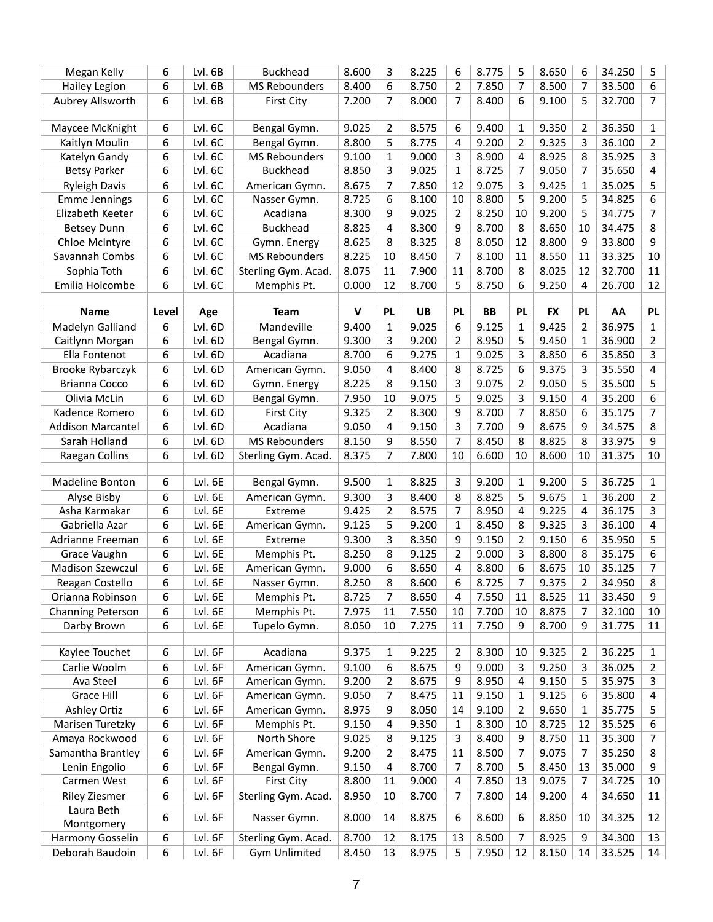| Megan Kelly | 6 | Lvl. 6B | Buckhead | 8.600 | 3 | 8.225 | 6 | 8.775 | 5 | 8.650 | 6 | 34.250 | 5 |
|---|---|---|---|---|---|---|---|---|---|---|---|---|---|
| Hailey Legion | 6 | Lvl. 6B | MS Rebounders | 8.400 | 6 | 8.750 | 2 | 7.850 | 7 | 8.500 | 7 | 33.500 | 6 |
| Aubrey Allsworth | 6 | Lvl. 6B | First City | 7.200 | 7 | 8.000 | 7 | 8.400 | 6 | 9.100 | 5 | 32.700 | 7 |
| | | | | | | | | | | | | | |
| Maycee McKnight | 6 | Lvl. 6C | Bengal Gymn. | 9.025 | 2 | 8.575 | 6 | 9.400 | 1 | 9.350 | 2 | 36.350 | 1 |
| Kaitlyn Moulin | 6 | Lvl. 6C | Bengal Gymn. | 8.800 | 5 | 8.775 | 4 | 9.200 | 2 | 9.325 | 3 | 36.100 | 2 |
| Katelyn Gandy | 6 | Lvl. 6C | MS Rebounders | 9.100 | 1 | 9.000 | 3 | 8.900 | 4 | 8.925 | 8 | 35.925 | 3 |
| Betsy Parker | 6 | Lvl. 6C | Buckhead | 8.850 | 3 | 9.025 | 1 | 8.725 | 7 | 9.050 | 7 | 35.650 | 4 |
| Ryleigh Davis | 6 | Lvl. 6C | American Gymn. | 8.675 | 7 | 7.850 | 12 | 9.075 | 3 | 9.425 | 1 | 35.025 | 5 |
| Emme Jennings | 6 | Lvl. 6C | Nasser Gymn. | 8.725 | 6 | 8.100 | 10 | 8.800 | 5 | 9.200 | 5 | 34.825 | 6 |
| Elizabeth Keeter | 6 | Lvl. 6C | Acadiana | 8.300 | 9 | 9.025 | 2 | 8.250 | 10 | 9.200 | 5 | 34.775 | 7 |
| Betsey Dunn | 6 | Lvl. 6C | Buckhead | 8.825 | 4 | 8.300 | 9 | 8.700 | 8 | 8.650 | 10 | 34.475 | 8 |
| Chloe McIntyre | 6 | Lvl. 6C | Gymn. Energy | 8.625 | 8 | 8.325 | 8 | 8.050 | 12 | 8.800 | 9 | 33.800 | 9 |
| Savannah Combs | 6 | Lvl. 6C | MS Rebounders | 8.225 | 10 | 8.450 | 7 | 8.100 | 11 | 8.550 | 11 | 33.325 | 10 |
| Sophia Toth | 6 | Lvl. 6C | Sterling Gym. Acad. | 8.075 | 11 | 7.900 | 11 | 8.700 | 8 | 8.025 | 12 | 32.700 | 11 |
| Emilia Holcombe | 6 | Lvl. 6C | Memphis Pt. | 0.000 | 12 | 8.700 | 5 | 8.750 | 6 | 9.250 | 4 | 26.700 | 12 |
| | | | | | | | | | | | | | |
| **Name** | **Level** | **Age** | **Team** | **V** | **PL** | **UB** | **PL** | **BB** | **PL** | **FX** | **PL** | **AA** | **PL** |
| Madelyn Galliand | 6 | Lvl. 6D | Mandeville | 9.400 | 1 | 9.025 | 6 | 9.125 | 1 | 9.425 | 2 | 36.975 | 1 |
| Caitlynn Morgan | 6 | Lvl. 6D | Bengal Gymn. | 9.300 | 3 | 9.200 | 2 | 8.950 | 5 | 9.450 | 1 | 36.900 | 2 |
| Ella Fontenot | 6 | Lvl. 6D | Acadiana | 8.700 | 6 | 9.275 | 1 | 9.025 | 3 | 8.850 | 6 | 35.850 | 3 |
| Brooke Rybarczyk | 6 | Lvl. 6D | American Gymn. | 9.050 | 4 | 8.400 | 8 | 8.725 | 6 | 9.375 | 3 | 35.550 | 4 |
| Brianna Cocco | 6 | Lvl. 6D | Gymn. Energy | 8.225 | 8 | 9.150 | 3 | 9.075 | 2 | 9.050 | 5 | 35.500 | 5 |
| Olivia McLin | 6 | Lvl. 6D | Bengal Gymn. | 7.950 | 10 | 9.075 | 5 | 9.025 | 3 | 9.150 | 4 | 35.200 | 6 |
| Kadence Romero | 6 | Lvl. 6D | First City | 9.325 | 2 | 8.300 | 9 | 8.700 | 7 | 8.850 | 6 | 35.175 | 7 |
| Addison Marcantel | 6 | Lvl. 6D | Acadiana | 9.050 | 4 | 9.150 | 3 | 7.700 | 9 | 8.675 | 9 | 34.575 | 8 |
| Sarah Holland | 6 | Lvl. 6D | MS Rebounders | 8.150 | 9 | 8.550 | 7 | 8.450 | 8 | 8.825 | 8 | 33.975 | 9 |
| Raegan Collins | 6 | Lvl. 6D | Sterling Gym. Acad. | 8.375 | 7 | 7.800 | 10 | 6.600 | 10 | 8.600 | 10 | 31.375 | 10 |
| | | | | | | | | | | | | | |
| Madeline Bonton | 6 | Lvl. 6E | Bengal Gymn. | 9.500 | 1 | 8.825 | 3 | 9.200 | 1 | 9.200 | 5 | 36.725 | 1 |
| Alyse Bisby | 6 | Lvl. 6E | American Gymn. | 9.300 | 3 | 8.400 | 8 | 8.825 | 5 | 9.675 | 1 | 36.200 | 2 |
| Asha Karmakar | 6 | Lvl. 6E | Extreme | 9.425 | 2 | 8.575 | 7 | 8.950 | 4 | 9.225 | 4 | 36.175 | 3 |
| Gabriella Azar | 6 | Lvl. 6E | American Gymn. | 9.125 | 5 | 9.200 | 1 | 8.450 | 8 | 9.325 | 3 | 36.100 | 4 |
| Adrianne Freeman | 6 | Lvl. 6E | Extreme | 9.300 | 3 | 8.350 | 9 | 9.150 | 2 | 9.150 | 6 | 35.950 | 5 |
| Grace Vaughn | 6 | Lvl. 6E | Memphis Pt. | 8.250 | 8 | 9.125 | 2 | 9.000 | 3 | 8.800 | 8 | 35.175 | 6 |
| Madison Szewczul | 6 | Lvl. 6E | American Gymn. | 9.000 | 6 | 8.650 | 4 | 8.800 | 6 | 8.675 | 10 | 35.125 | 7 |
| Reagan Costello | 6 | Lvl. 6E | Nasser Gymn. | 8.250 | 8 | 8.600 | 6 | 8.725 | 7 | 9.375 | 2 | 34.950 | 8 |
| Orianna Robinson | 6 | Lvl. 6E | Memphis Pt. | 8.725 | 7 | 8.650 | 4 | 7.550 | 11 | 8.525 | 11 | 33.450 | 9 |
| Channing Peterson | 6 | Lvl. 6E | Memphis Pt. | 7.975 | 11 | 7.550 | 10 | 7.700 | 10 | 8.875 | 7 | 32.100 | 10 |
| Darby Brown | 6 | Lvl. 6E | Tupelo Gymn. | 8.050 | 10 | 7.275 | 11 | 7.750 | 9 | 8.700 | 9 | 31.775 | 11 |
| | | | | | | | | | | | | | |
| Kaylee Touchet | 6 | Lvl. 6F | Acadiana | 9.375 | 1 | 9.225 | 2 | 8.300 | 10 | 9.325 | 2 | 36.225 | 1 |
| Carlie Woolm | 6 | Lvl. 6F | American Gymn. | 9.100 | 6 | 8.675 | 9 | 9.000 | 3 | 9.250 | 3 | 36.025 | 2 |
| Ava Steel | 6 | Lvl. 6F | American Gymn. | 9.200 | 2 | 8.675 | 9 | 8.950 | 4 | 9.150 | 5 | 35.975 | 3 |
| Grace Hill | 6 | Lvl. 6F | American Gymn. | 9.050 | 7 | 8.475 | 11 | 9.150 | 1 | 9.125 | 6 | 35.800 | 4 |
| Ashley Ortiz | 6 | Lvl. 6F | American Gymn. | 8.975 | 9 | 8.050 | 14 | 9.100 | 2 | 9.650 | 1 | 35.775 | 5 |
| Marisen Turetzky | 6 | Lvl. 6F | Memphis Pt. | 9.150 | 4 | 9.350 | 1 | 8.300 | 10 | 8.725 | 12 | 35.525 | 6 |
| Amaya Rockwood | 6 | Lvl. 6F | North Shore | 9.025 | 8 | 9.125 | 3 | 8.400 | 9 | 8.750 | 11 | 35.300 | 7 |
| Samantha Brantley | 6 | Lvl. 6F | American Gymn. | 9.200 | 2 | 8.475 | 11 | 8.500 | 7 | 9.075 | 7 | 35.250 | 8 |
| Lenin Engolio | 6 | Lvl. 6F | Bengal Gymn. | 9.150 | 4 | 8.700 | 7 | 8.700 | 5 | 8.450 | 13 | 35.000 | 9 |
| Carmen West | 6 | Lvl. 6F | First City | 8.800 | 11 | 9.000 | 4 | 7.850 | 13 | 9.075 | 7 | 34.725 | 10 |
| Riley Ziesmer | 6 | Lvl. 6F | Sterling Gym. Acad. | 8.950 | 10 | 8.700 | 7 | 7.800 | 14 | 9.200 | 4 | 34.650 | 11 |
| Laura Beth Montgomery | 6 | Lvl. 6F | Nasser Gymn. | 8.000 | 14 | 8.875 | 6 | 8.600 | 6 | 8.850 | 10 | 34.325 | 12 |
| Harmony Gosselin | 6 | Lvl. 6F | Sterling Gym. Acad. | 8.700 | 12 | 8.175 | 13 | 8.500 | 7 | 8.925 | 9 | 34.300 | 13 |
| Deborah Baudoin | 6 | Lvl. 6F | Gym Unlimited | 8.450 | 13 | 8.975 | 5 | 7.950 | 12 | 8.150 | 14 | 33.525 | 14 |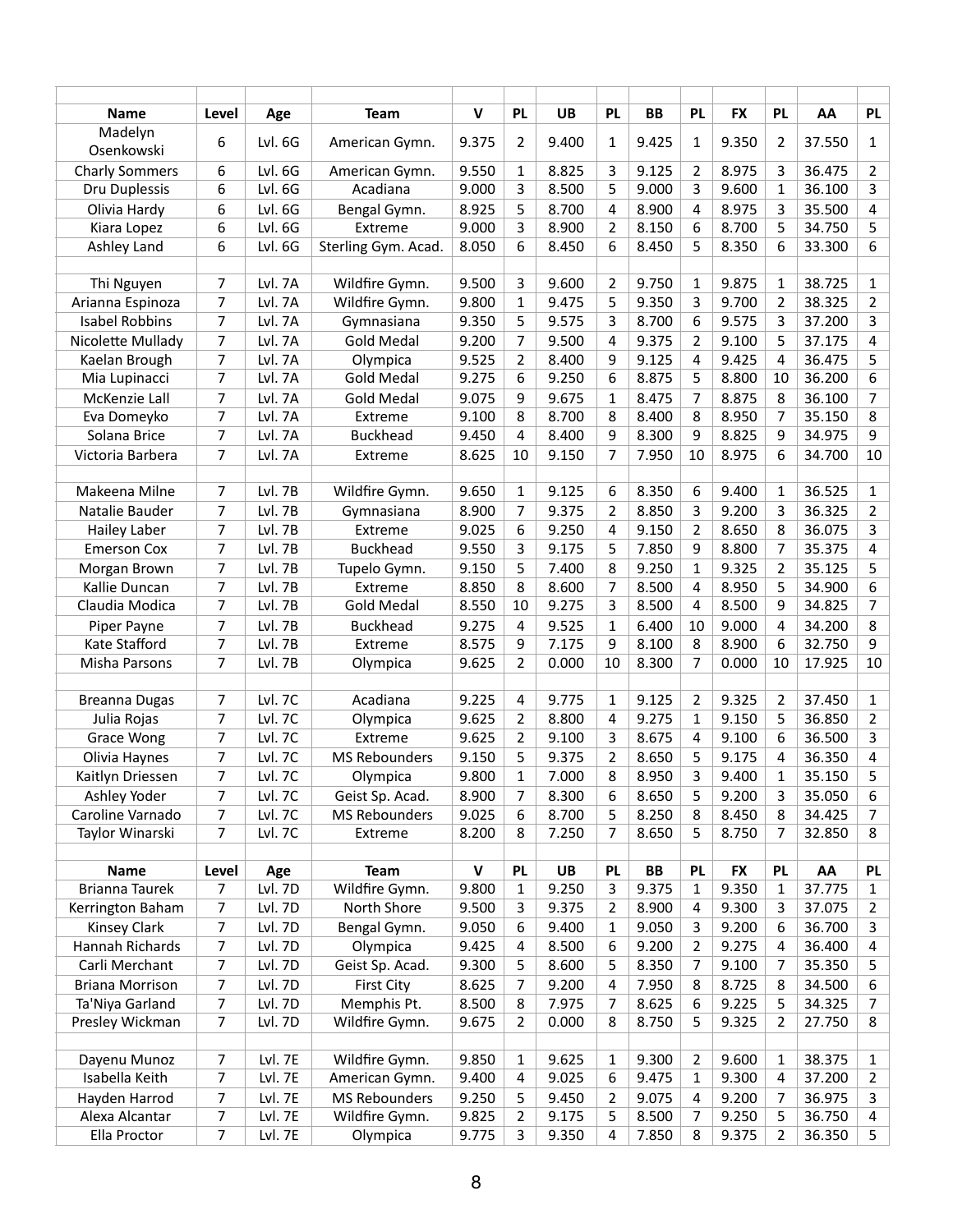| Name | Level | Age | Team | V | PL | UB | PL | BB | PL | FX | PL | AA | PL |
|---|---|---|---|---|---|---|---|---|---|---|---|---|---|
| Madelyn Osenkowski | 6 | Lvl. 6G | American Gymn. | 9.375 | 2 | 9.400 | 1 | 9.425 | 1 | 9.350 | 2 | 37.550 | 1 |
| Charly Sommers | 6 | Lvl. 6G | American Gymn. | 9.550 | 1 | 8.825 | 3 | 9.125 | 2 | 8.975 | 3 | 36.475 | 2 |
| Dru Duplessis | 6 | Lvl. 6G | Acadiana | 9.000 | 3 | 8.500 | 5 | 9.000 | 3 | 9.600 | 1 | 36.100 | 3 |
| Olivia Hardy | 6 | Lvl. 6G | Bengal Gymn. | 8.925 | 5 | 8.700 | 4 | 8.900 | 4 | 8.975 | 3 | 35.500 | 4 |
| Kiara Lopez | 6 | Lvl. 6G | Extreme | 9.000 | 3 | 8.900 | 2 | 8.150 | 6 | 8.700 | 5 | 34.750 | 5 |
| Ashley Land | 6 | Lvl. 6G | Sterling Gym. Acad. | 8.050 | 6 | 8.450 | 6 | 8.450 | 5 | 8.350 | 6 | 33.300 | 6 |
| | | | | | | | | | | | | | |
| Thi Nguyen | 7 | Lvl. 7A | Wildfire Gymn. | 9.500 | 3 | 9.600 | 2 | 9.750 | 1 | 9.875 | 1 | 38.725 | 1 |
| Arianna Espinoza | 7 | Lvl. 7A | Wildfire Gymn. | 9.800 | 1 | 9.475 | 5 | 9.350 | 3 | 9.700 | 2 | 38.325 | 2 |
| Isabel Robbins | 7 | Lvl. 7A | Gymnasiana | 9.350 | 5 | 9.575 | 3 | 8.700 | 6 | 9.575 | 3 | 37.200 | 3 |
| Nicolette Mullady | 7 | Lvl. 7A | Gold Medal | 9.200 | 7 | 9.500 | 4 | 9.375 | 2 | 9.100 | 5 | 37.175 | 4 |
| Kaelan Brough | 7 | Lvl. 7A | Olympica | 9.525 | 2 | 8.400 | 9 | 9.125 | 4 | 9.425 | 4 | 36.475 | 5 |
| Mia Lupinacci | 7 | Lvl. 7A | Gold Medal | 9.275 | 6 | 9.250 | 6 | 8.875 | 5 | 8.800 | 10 | 36.200 | 6 |
| McKenzie Lall | 7 | Lvl. 7A | Gold Medal | 9.075 | 9 | 9.675 | 1 | 8.475 | 7 | 8.875 | 8 | 36.100 | 7 |
| Eva Domeyko | 7 | Lvl. 7A | Extreme | 9.100 | 8 | 8.700 | 8 | 8.400 | 8 | 8.950 | 7 | 35.150 | 8 |
| Solana Brice | 7 | Lvl. 7A | Buckhead | 9.450 | 4 | 8.400 | 9 | 8.300 | 9 | 8.825 | 9 | 34.975 | 9 |
| Victoria Barbera | 7 | Lvl. 7A | Extreme | 8.625 | 10 | 9.150 | 7 | 7.950 | 10 | 8.975 | 6 | 34.700 | 10 |
| | | | | | | | | | | | | | |
| Makeena Milne | 7 | Lvl. 7B | Wildfire Gymn. | 9.650 | 1 | 9.125 | 6 | 8.350 | 6 | 9.400 | 1 | 36.525 | 1 |
| Natalie Bauder | 7 | Lvl. 7B | Gymnasiana | 8.900 | 7 | 9.375 | 2 | 8.850 | 3 | 9.200 | 3 | 36.325 | 2 |
| Hailey Laber | 7 | Lvl. 7B | Extreme | 9.025 | 6 | 9.250 | 4 | 9.150 | 2 | 8.650 | 8 | 36.075 | 3 |
| Emerson Cox | 7 | Lvl. 7B | Buckhead | 9.550 | 3 | 9.175 | 5 | 7.850 | 9 | 8.800 | 7 | 35.375 | 4 |
| Morgan Brown | 7 | Lvl. 7B | Tupelo Gymn. | 9.150 | 5 | 7.400 | 8 | 9.250 | 1 | 9.325 | 2 | 35.125 | 5 |
| Kallie Duncan | 7 | Lvl. 7B | Extreme | 8.850 | 8 | 8.600 | 7 | 8.500 | 4 | 8.950 | 5 | 34.900 | 6 |
| Claudia Modica | 7 | Lvl. 7B | Gold Medal | 8.550 | 10 | 9.275 | 3 | 8.500 | 4 | 8.500 | 9 | 34.825 | 7 |
| Piper Payne | 7 | Lvl. 7B | Buckhead | 9.275 | 4 | 9.525 | 1 | 6.400 | 10 | 9.000 | 4 | 34.200 | 8 |
| Kate Stafford | 7 | Lvl. 7B | Extreme | 8.575 | 9 | 7.175 | 9 | 8.100 | 8 | 8.900 | 6 | 32.750 | 9 |
| Misha Parsons | 7 | Lvl. 7B | Olympica | 9.625 | 2 | 0.000 | 10 | 8.300 | 7 | 0.000 | 10 | 17.925 | 10 |
| | | | | | | | | | | | | | |
| Breanna Dugas | 7 | Lvl. 7C | Acadiana | 9.225 | 4 | 9.775 | 1 | 9.125 | 2 | 9.325 | 2 | 37.450 | 1 |
| Julia Rojas | 7 | Lvl. 7C | Olympica | 9.625 | 2 | 8.800 | 4 | 9.275 | 1 | 9.150 | 5 | 36.850 | 2 |
| Grace Wong | 7 | Lvl. 7C | Extreme | 9.625 | 2 | 9.100 | 3 | 8.675 | 4 | 9.100 | 6 | 36.500 | 3 |
| Olivia Haynes | 7 | Lvl. 7C | MS Rebounders | 9.150 | 5 | 9.375 | 2 | 8.650 | 5 | 9.175 | 4 | 36.350 | 4 |
| Kaitlyn Driessen | 7 | Lvl. 7C | Olympica | 9.800 | 1 | 7.000 | 8 | 8.950 | 3 | 9.400 | 1 | 35.150 | 5 |
| Ashley Yoder | 7 | Lvl. 7C | Geist Sp. Acad. | 8.900 | 7 | 8.300 | 6 | 8.650 | 5 | 9.200 | 3 | 35.050 | 6 |
| Caroline Varnado | 7 | Lvl. 7C | MS Rebounders | 9.025 | 6 | 8.700 | 5 | 8.250 | 8 | 8.450 | 8 | 34.425 | 7 |
| Taylor Winarski | 7 | Lvl. 7C | Extreme | 8.200 | 8 | 7.250 | 7 | 8.650 | 5 | 8.750 | 7 | 32.850 | 8 |
| | | | | | | | | | | | | | |
| **Name** | **Level** | **Age** | **Team** | **V** | **PL** | **UB** | **PL** | **BB** | **PL** | **FX** | **PL** | **AA** | **PL** |
| Brianna Taurek | 7 | Lvl. 7D | Wildfire Gymn. | 9.800 | 1 | 9.250 | 3 | 9.375 | 1 | 9.350 | 1 | 37.775 | 1 |
| Kerrington Baham | 7 | Lvl. 7D | North Shore | 9.500 | 3 | 9.375 | 2 | 8.900 | 4 | 9.300 | 3 | 37.075 | 2 |
| Kinsey Clark | 7 | Lvl. 7D | Bengal Gymn. | 9.050 | 6 | 9.400 | 1 | 9.050 | 3 | 9.200 | 6 | 36.700 | 3 |
| Hannah Richards | 7 | Lvl. 7D | Olympica | 9.425 | 4 | 8.500 | 6 | 9.200 | 2 | 9.275 | 4 | 36.400 | 4 |
| Carli Merchant | 7 | Lvl. 7D | Geist Sp. Acad. | 9.300 | 5 | 8.600 | 5 | 8.350 | 7 | 9.100 | 7 | 35.350 | 5 |
| Briana Morrison | 7 | Lvl. 7D | First City | 8.625 | 7 | 9.200 | 4 | 7.950 | 8 | 8.725 | 8 | 34.500 | 6 |
| Ta'Niya Garland | 7 | Lvl. 7D | Memphis Pt. | 8.500 | 8 | 7.975 | 7 | 8.625 | 6 | 9.225 | 5 | 34.325 | 7 |
| Presley Wickman | 7 | Lvl. 7D | Wildfire Gymn. | 9.675 | 2 | 0.000 | 8 | 8.750 | 5 | 9.325 | 2 | 27.750 | 8 |
| | | | | | | | | | | | | | |
| Dayenu Munoz | 7 | Lvl. 7E | Wildfire Gymn. | 9.850 | 1 | 9.625 | 1 | 9.300 | 2 | 9.600 | 1 | 38.375 | 1 |
| Isabella Keith | 7 | Lvl. 7E | American Gymn. | 9.400 | 4 | 9.025 | 6 | 9.475 | 1 | 9.300 | 4 | 37.200 | 2 |
| Hayden Harrod | 7 | Lvl. 7E | MS Rebounders | 9.250 | 5 | 9.450 | 2 | 9.075 | 4 | 9.200 | 7 | 36.975 | 3 |
| Alexa Alcantar | 7 | Lvl. 7E | Wildfire Gymn. | 9.825 | 2 | 9.175 | 5 | 8.500 | 7 | 9.250 | 5 | 36.750 | 4 |
| Ella Proctor | 7 | Lvl. 7E | Olympica | 9.775 | 3 | 9.350 | 4 | 7.850 | 8 | 9.375 | 2 | 36.350 | 5 |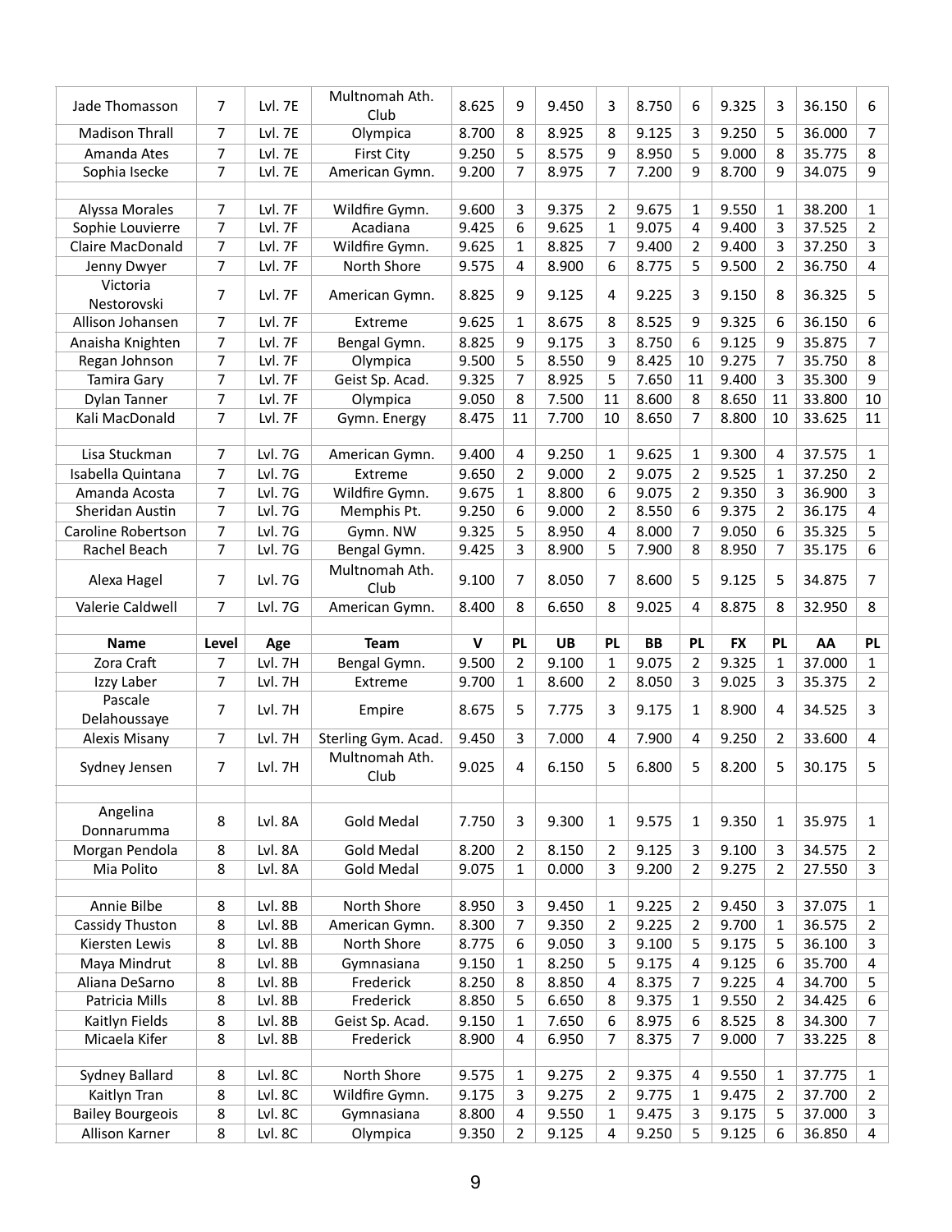| Name | Level | Age | Team | V | PL | UB | PL | BB | PL | FX | PL | AA | PL |
|---|---|---|---|---|---|---|---|---|---|---|---|---|---|
| Jade Thomasson | 7 | Lvl. 7E | Multnomah Ath. Club | 8.625 | 9 | 9.450 | 3 | 8.750 | 6 | 9.325 | 3 | 36.150 | 6 |
| Madison Thrall | 7 | Lvl. 7E | Olympica | 8.700 | 8 | 8.925 | 8 | 9.125 | 3 | 9.250 | 5 | 36.000 | 7 |
| Amanda Ates | 7 | Lvl. 7E | First City | 9.250 | 5 | 8.575 | 9 | 8.950 | 5 | 9.000 | 8 | 35.775 | 8 |
| Sophia Isecke | 7 | Lvl. 7E | American Gymn. | 9.200 | 7 | 8.975 | 7 | 7.200 | 9 | 8.700 | 9 | 34.075 | 9 |
| | | | | | | | | | | | | | |
| Alyssa Morales | 7 | Lvl. 7F | Wildfire Gymn. | 9.600 | 3 | 9.375 | 2 | 9.675 | 1 | 9.550 | 1 | 38.200 | 1 |
| Sophie Louvierre | 7 | Lvl. 7F | Acadiana | 9.425 | 6 | 9.625 | 1 | 9.075 | 4 | 9.400 | 3 | 37.525 | 2 |
| Claire MacDonald | 7 | Lvl. 7F | Wildfire Gymn. | 9.625 | 1 | 8.825 | 7 | 9.400 | 2 | 9.400 | 3 | 37.250 | 3 |
| Jenny Dwyer | 7 | Lvl. 7F | North Shore | 9.575 | 4 | 8.900 | 6 | 8.775 | 5 | 9.500 | 2 | 36.750 | 4 |
| Victoria Nestorovski | 7 | Lvl. 7F | American Gymn. | 8.825 | 9 | 9.125 | 4 | 9.225 | 3 | 9.150 | 8 | 36.325 | 5 |
| Allison Johansen | 7 | Lvl. 7F | Extreme | 9.625 | 1 | 8.675 | 8 | 8.525 | 9 | 9.325 | 6 | 36.150 | 6 |
| Anaisha Knighten | 7 | Lvl. 7F | Bengal Gymn. | 8.825 | 9 | 9.175 | 3 | 8.750 | 6 | 9.125 | 9 | 35.875 | 7 |
| Regan Johnson | 7 | Lvl. 7F | Olympica | 9.500 | 5 | 8.550 | 9 | 8.425 | 10 | 9.275 | 7 | 35.750 | 8 |
| Tamira Gary | 7 | Lvl. 7F | Geist Sp. Acad. | 9.325 | 7 | 8.925 | 5 | 7.650 | 11 | 9.400 | 3 | 35.300 | 9 |
| Dylan Tanner | 7 | Lvl. 7F | Olympica | 9.050 | 8 | 7.500 | 11 | 8.600 | 8 | 8.650 | 11 | 33.800 | 10 |
| Kali MacDonald | 7 | Lvl. 7F | Gymn. Energy | 8.475 | 11 | 7.700 | 10 | 8.650 | 7 | 8.800 | 10 | 33.625 | 11 |
| | | | | | | | | | | | | | |
| Lisa Stuckman | 7 | Lvl. 7G | American Gymn. | 9.400 | 4 | 9.250 | 1 | 9.625 | 1 | 9.300 | 4 | 37.575 | 1 |
| Isabella Quintana | 7 | Lvl. 7G | Extreme | 9.650 | 2 | 9.000 | 2 | 9.075 | 2 | 9.525 | 1 | 37.250 | 2 |
| Amanda Acosta | 7 | Lvl. 7G | Wildfire Gymn. | 9.675 | 1 | 8.800 | 6 | 9.075 | 2 | 9.350 | 3 | 36.900 | 3 |
| Sheridan Austin | 7 | Lvl. 7G | Memphis Pt. | 9.250 | 6 | 9.000 | 2 | 8.550 | 6 | 9.375 | 2 | 36.175 | 4 |
| Caroline Robertson | 7 | Lvl. 7G | Gymn. NW | 9.325 | 5 | 8.950 | 4 | 8.000 | 7 | 9.050 | 6 | 35.325 | 5 |
| Rachel Beach | 7 | Lvl. 7G | Bengal Gymn. | 9.425 | 3 | 8.900 | 5 | 7.900 | 8 | 8.950 | 7 | 35.175 | 6 |
| Alexa Hagel | 7 | Lvl. 7G | Multnomah Ath. Club | 9.100 | 7 | 8.050 | 7 | 8.600 | 5 | 9.125 | 5 | 34.875 | 7 |
| Valerie Caldwell | 7 | Lvl. 7G | American Gymn. | 8.400 | 8 | 6.650 | 8 | 9.025 | 4 | 8.875 | 8 | 32.950 | 8 |
| | | | | | | | | | | | | | |
| **Name** | **Level** | **Age** | **Team** | **V** | **PL** | **UB** | **PL** | **BB** | **PL** | **FX** | **PL** | **AA** | **PL** |
| Zora Craft | 7 | Lvl. 7H | Bengal Gymn. | 9.500 | 2 | 9.100 | 1 | 9.075 | 2 | 9.325 | 1 | 37.000 | 1 |
| Izzy Laber | 7 | Lvl. 7H | Extreme | 9.700 | 1 | 8.600 | 2 | 8.050 | 3 | 9.025 | 3 | 35.375 | 2 |
| Pascale Delahoussaye | 7 | Lvl. 7H | Empire | 8.675 | 5 | 7.775 | 3 | 9.175 | 1 | 8.900 | 4 | 34.525 | 3 |
| Alexis Misany | 7 | Lvl. 7H | Sterling Gym. Acad. | 9.450 | 3 | 7.000 | 4 | 7.900 | 4 | 9.250 | 2 | 33.600 | 4 |
| Sydney Jensen | 7 | Lvl. 7H | Multnomah Ath. Club | 9.025 | 4 | 6.150 | 5 | 6.800 | 5 | 8.200 | 5 | 30.175 | 5 |
| | | | | | | | | | | | | | |
| Angelina Donnarumma | 8 | Lvl. 8A | Gold Medal | 7.750 | 3 | 9.300 | 1 | 9.575 | 1 | 9.350 | 1 | 35.975 | 1 |
| Morgan Pendola | 8 | Lvl. 8A | Gold Medal | 8.200 | 2 | 8.150 | 2 | 9.125 | 3 | 9.100 | 3 | 34.575 | 2 |
| Mia Polito | 8 | Lvl. 8A | Gold Medal | 9.075 | 1 | 0.000 | 3 | 9.200 | 2 | 9.275 | 2 | 27.550 | 3 |
| | | | | | | | | | | | | | |
| Annie Bilbe | 8 | Lvl. 8B | North Shore | 8.950 | 3 | 9.450 | 1 | 9.225 | 2 | 9.450 | 3 | 37.075 | 1 |
| Cassidy Thuston | 8 | Lvl. 8B | American Gymn. | 8.300 | 7 | 9.350 | 2 | 9.225 | 2 | 9.700 | 1 | 36.575 | 2 |
| Kiersten Lewis | 8 | Lvl. 8B | North Shore | 8.775 | 6 | 9.050 | 3 | 9.100 | 5 | 9.175 | 5 | 36.100 | 3 |
| Maya Mindrut | 8 | Lvl. 8B | Gymnasiana | 9.150 | 1 | 8.250 | 5 | 9.175 | 4 | 9.125 | 6 | 35.700 | 4 |
| Aliana DeSarno | 8 | Lvl. 8B | Frederick | 8.250 | 8 | 8.850 | 4 | 8.375 | 7 | 9.225 | 4 | 34.700 | 5 |
| Patricia Mills | 8 | Lvl. 8B | Frederick | 8.850 | 5 | 6.650 | 8 | 9.375 | 1 | 9.550 | 2 | 34.425 | 6 |
| Kaitlyn Fields | 8 | Lvl. 8B | Geist Sp. Acad. | 9.150 | 1 | 7.650 | 6 | 8.975 | 6 | 8.525 | 8 | 34.300 | 7 |
| Micaela Kifer | 8 | Lvl. 8B | Frederick | 8.900 | 4 | 6.950 | 7 | 8.375 | 7 | 9.000 | 7 | 33.225 | 8 |
| | | | | | | | | | | | | | |
| Sydney Ballard | 8 | Lvl. 8C | North Shore | 9.575 | 1 | 9.275 | 2 | 9.375 | 4 | 9.550 | 1 | 37.775 | 1 |
| Kaitlyn Tran | 8 | Lvl. 8C | Wildfire Gymn. | 9.175 | 3 | 9.275 | 2 | 9.775 | 1 | 9.475 | 2 | 37.700 | 2 |
| Bailey Bourgeois | 8 | Lvl. 8C | Gymnasiana | 8.800 | 4 | 9.550 | 1 | 9.475 | 3 | 9.175 | 5 | 37.000 | 3 |
| Allison Karner | 8 | Lvl. 8C | Olympica | 9.350 | 2 | 9.125 | 4 | 9.250 | 5 | 9.125 | 6 | 36.850 | 4 |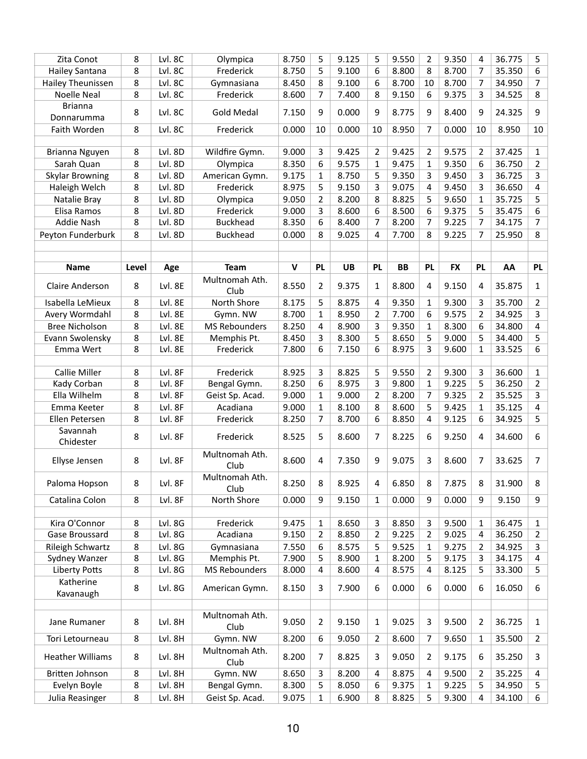| Zita Conot | 8 | Lvl. 8C | Olympica | 8.750 | 5 | 9.125 | 5 | 9.550 | 2 | 9.350 | 4 | 36.775 | 5 |
|---|---|---|---|---|---|---|---|---|---|---|---|---|---|
| Hailey Santana | 8 | Lvl. 8C | Frederick | 8.750 | 5 | 9.100 | 6 | 8.800 | 8 | 8.700 | 7 | 35.350 | 6 |
| Hailey Theunissen | 8 | Lvl. 8C | Gymnasiana | 8.450 | 8 | 9.100 | 6 | 8.700 | 10 | 8.700 | 7 | 34.950 | 7 |
| Noelle Neal | 8 | Lvl. 8C | Frederick | 8.600 | 7 | 7.400 | 8 | 9.150 | 6 | 9.375 | 3 | 34.525 | 8 |
| Brianna Donnarumma | 8 | Lvl. 8C | Gold Medal | 7.150 | 9 | 0.000 | 9 | 8.775 | 9 | 8.400 | 9 | 24.325 | 9 |
| Faith Worden | 8 | Lvl. 8C | Frederick | 0.000 | 10 | 0.000 | 10 | 8.950 | 7 | 0.000 | 10 | 8.950 | 10 |
| | | | | | | | | | | | | | |
| Brianna Nguyen | 8 | Lvl. 8D | Wildfire Gymn. | 9.000 | 3 | 9.425 | 2 | 9.425 | 2 | 9.575 | 2 | 37.425 | 1 |
| Sarah Quan | 8 | Lvl. 8D | Olympica | 8.350 | 6 | 9.575 | 1 | 9.475 | 1 | 9.350 | 6 | 36.750 | 2 |
| Skylar Browning | 8 | Lvl. 8D | American Gymn. | 9.175 | 1 | 8.750 | 5 | 9.350 | 3 | 9.450 | 3 | 36.725 | 3 |
| Haleigh Welch | 8 | Lvl. 8D | Frederick | 8.975 | 5 | 9.150 | 3 | 9.075 | 4 | 9.450 | 3 | 36.650 | 4 |
| Natalie Bray | 8 | Lvl. 8D | Olympica | 9.050 | 2 | 8.200 | 8 | 8.825 | 5 | 9.650 | 1 | 35.725 | 5 |
| Elisa Ramos | 8 | Lvl. 8D | Frederick | 9.000 | 3 | 8.600 | 6 | 8.500 | 6 | 9.375 | 5 | 35.475 | 6 |
| Addie Nash | 8 | Lvl. 8D | Buckhead | 8.350 | 6 | 8.400 | 7 | 8.200 | 7 | 9.225 | 7 | 34.175 | 7 |
| Peyton Funderburk | 8 | Lvl. 8D | Buckhead | 0.000 | 8 | 9.025 | 4 | 7.700 | 8 | 9.225 | 7 | 25.950 | 8 |
| | | | | | | | | | | | | | |
| | | | | | | | | | | | | | |
| **Name** | **Level** | **Age** | **Team** | **V** | **PL** | **UB** | **PL** | **BB** | **PL** | **FX** | **PL** | **AA** | **PL** |
| Claire Anderson | 8 | Lvl. 8E | Multnomah Ath. Club | 8.550 | 2 | 9.375 | 1 | 8.800 | 4 | 9.150 | 4 | 35.875 | 1 |
| Isabella LeMieux | 8 | Lvl. 8E | North Shore | 8.175 | 5 | 8.875 | 4 | 9.350 | 1 | 9.300 | 3 | 35.700 | 2 |
| Avery Wormdahl | 8 | Lvl. 8E | Gymn. NW | 8.700 | 1 | 8.950 | 2 | 7.700 | 6 | 9.575 | 2 | 34.925 | 3 |
| Bree Nicholson | 8 | Lvl. 8E | MS Rebounders | 8.250 | 4 | 8.900 | 3 | 9.350 | 1 | 8.300 | 6 | 34.800 | 4 |
| Evann Swolensky | 8 | Lvl. 8E | Memphis Pt. | 8.450 | 3 | 8.300 | 5 | 8.650 | 5 | 9.000 | 5 | 34.400 | 5 |
| Emma Wert | 8 | Lvl. 8E | Frederick | 7.800 | 6 | 7.150 | 6 | 8.975 | 3 | 9.600 | 1 | 33.525 | 6 |
| | | | | | | | | | | | | | |
| Callie Miller | 8 | Lvl. 8F | Frederick | 8.925 | 3 | 8.825 | 5 | 9.550 | 2 | 9.300 | 3 | 36.600 | 1 |
| Kady Corban | 8 | Lvl. 8F | Bengal Gymn. | 8.250 | 6 | 8.975 | 3 | 9.800 | 1 | 9.225 | 5 | 36.250 | 2 |
| Ella Wilhelm | 8 | Lvl. 8F | Geist Sp. Acad. | 9.000 | 1 | 9.000 | 2 | 8.200 | 7 | 9.325 | 2 | 35.525 | 3 |
| Emma Keeter | 8 | Lvl. 8F | Acadiana | 9.000 | 1 | 8.100 | 8 | 8.600 | 5 | 9.425 | 1 | 35.125 | 4 |
| Ellen Petersen | 8 | Lvl. 8F | Frederick | 8.250 | 7 | 8.700 | 6 | 8.850 | 4 | 9.125 | 6 | 34.925 | 5 |
| Savannah Chidester | 8 | Lvl. 8F | Frederick | 8.525 | 5 | 8.600 | 7 | 8.225 | 6 | 9.250 | 4 | 34.600 | 6 |
| Ellyse Jensen | 8 | Lvl. 8F | Multnomah Ath. Club | 8.600 | 4 | 7.350 | 9 | 9.075 | 3 | 8.600 | 7 | 33.625 | 7 |
| Paloma Hopson | 8 | Lvl. 8F | Multnomah Ath. Club | 8.250 | 8 | 8.925 | 4 | 6.850 | 8 | 7.875 | 8 | 31.900 | 8 |
| Catalina Colon | 8 | Lvl. 8F | North Shore | 0.000 | 9 | 9.150 | 1 | 0.000 | 9 | 0.000 | 9 | 9.150 | 9 |
| | | | | | | | | | | | | | |
| Kira O'Connor | 8 | Lvl. 8G | Frederick | 9.475 | 1 | 8.650 | 3 | 8.850 | 3 | 9.500 | 1 | 36.475 | 1 |
| Gase Broussard | 8 | Lvl. 8G | Acadiana | 9.150 | 2 | 8.850 | 2 | 9.225 | 2 | 9.025 | 4 | 36.250 | 2 |
| Rileigh Schwartz | 8 | Lvl. 8G | Gymnasiana | 7.550 | 6 | 8.575 | 5 | 9.525 | 1 | 9.275 | 2 | 34.925 | 3 |
| Sydney Wanzer | 8 | Lvl. 8G | Memphis Pt. | 7.900 | 5 | 8.900 | 1 | 8.200 | 5 | 9.175 | 3 | 34.175 | 4 |
| Liberty Potts | 8 | Lvl. 8G | MS Rebounders | 8.000 | 4 | 8.600 | 4 | 8.575 | 4 | 8.125 | 5 | 33.300 | 5 |
| Katherine Kavanaugh | 8 | Lvl. 8G | American Gymn. | 8.150 | 3 | 7.900 | 6 | 0.000 | 6 | 0.000 | 6 | 16.050 | 6 |
| | | | | | | | | | | | | | |
| Jane Rumaner | 8 | Lvl. 8H | Multnomah Ath. Club | 9.050 | 2 | 9.150 | 1 | 9.025 | 3 | 9.500 | 2 | 36.725 | 1 |
| Tori Letourneau | 8 | Lvl. 8H | Gymn. NW | 8.200 | 6 | 9.050 | 2 | 8.600 | 7 | 9.650 | 1 | 35.500 | 2 |
| Heather Williams | 8 | Lvl. 8H | Multnomah Ath. Club | 8.200 | 7 | 8.825 | 3 | 9.050 | 2 | 9.175 | 6 | 35.250 | 3 |
| Britten Johnson | 8 | Lvl. 8H | Gymn. NW | 8.650 | 3 | 8.200 | 4 | 8.875 | 4 | 9.500 | 2 | 35.225 | 4 |
| Evelyn Boyle | 8 | Lvl. 8H | Bengal Gymn. | 8.300 | 5 | 8.050 | 6 | 9.375 | 1 | 9.225 | 5 | 34.950 | 5 |
| Julia Reasinger | 8 | Lvl. 8H | Geist Sp. Acad. | 9.075 | 1 | 6.900 | 8 | 8.825 | 5 | 9.300 | 4 | 34.100 | 6 |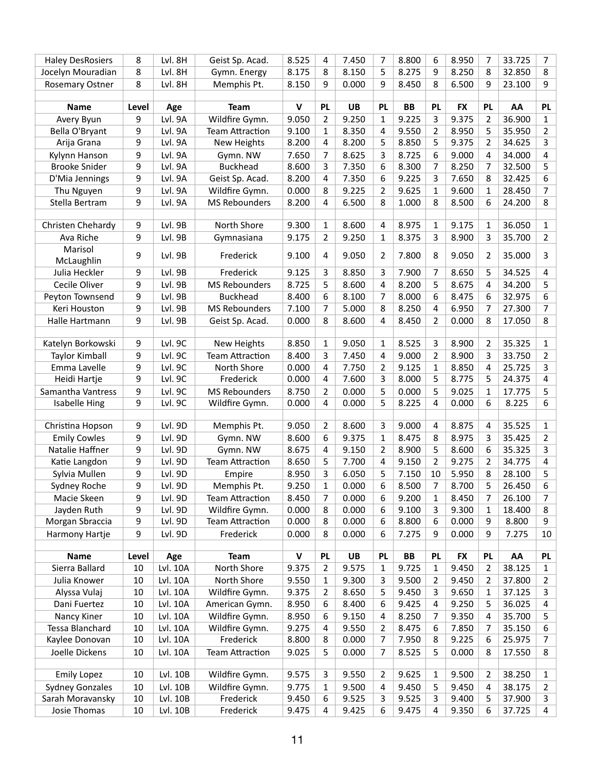| Haley DesRosiers | 8 | Lvl. 8H | Geist Sp. Acad. | 8.525 | 4 | 7.450 | 7 | 8.800 | 6 | 8.950 | 7 | 33.725 | 7 |
|---|---|---|---|---|---|---|---|---|---|---|---|---|---|
| Jocelyn Mouradian | 8 | Lvl. 8H | Gymn. Energy | 8.175 | 8 | 8.150 | 5 | 8.275 | 9 | 8.250 | 8 | 32.850 | 8 |
| Rosemary Ostner | 8 | Lvl. 8H | Memphis Pt. | 8.150 | 9 | 0.000 | 9 | 8.450 | 8 | 6.500 | 9 | 23.100 | 9 |
| | | | | | | | | | | | | | |
| **Name** | **Level** | **Age** | **Team** | **V** | **PL** | **UB** | **PL** | **BB** | **PL** | **FX** | **PL** | **AA** | **PL** |
| Avery Byun | 9 | Lvl. 9A | Wildfire Gymn. | 9.050 | 2 | 9.250 | 1 | 9.225 | 3 | 9.375 | 2 | 36.900 | 1 |
| Bella O'Bryant | 9 | Lvl. 9A | Team Attraction | 9.100 | 1 | 8.350 | 4 | 9.550 | 2 | 8.950 | 5 | 35.950 | 2 |
| Arija Grana | 9 | Lvl. 9A | New Heights | 8.200 | 4 | 8.200 | 5 | 8.850 | 5 | 9.375 | 2 | 34.625 | 3 |
| Kylynn Hanson | 9 | Lvl. 9A | Gymn. NW | 7.650 | 7 | 8.625 | 3 | 8.725 | 6 | 9.000 | 4 | 34.000 | 4 |
| Brooke Snider | 9 | Lvl. 9A | Buckhead | 8.600 | 3 | 7.350 | 6 | 8.300 | 7 | 8.250 | 7 | 32.500 | 5 |
| D'Mia Jennings | 9 | Lvl. 9A | Geist Sp. Acad. | 8.200 | 4 | 7.350 | 6 | 9.225 | 3 | 7.650 | 8 | 32.425 | 6 |
| Thu Nguyen | 9 | Lvl. 9A | Wildfire Gymn. | 0.000 | 8 | 9.225 | 2 | 9.625 | 1 | 9.600 | 1 | 28.450 | 7 |
| Stella Bertram | 9 | Lvl. 9A | MS Rebounders | 8.200 | 4 | 6.500 | 8 | 1.000 | 8 | 8.500 | 6 | 24.200 | 8 |
| | | | | | | | | | | | | | |
| Christen Chehardy | 9 | Lvl. 9B | North Shore | 9.300 | 1 | 8.600 | 4 | 8.975 | 1 | 9.175 | 1 | 36.050 | 1 |
| Ava Riche | 9 | Lvl. 9B | Gymnasiana | 9.175 | 2 | 9.250 | 1 | 8.375 | 3 | 8.900 | 3 | 35.700 | 2 |
| Marisol McLaughlin | 9 | Lvl. 9B | Frederick | 9.100 | 4 | 9.050 | 2 | 7.800 | 8 | 9.050 | 2 | 35.000 | 3 |
| Julia Heckler | 9 | Lvl. 9B | Frederick | 9.125 | 3 | 8.850 | 3 | 7.900 | 7 | 8.650 | 5 | 34.525 | 4 |
| Cecile Oliver | 9 | Lvl. 9B | MS Rebounders | 8.725 | 5 | 8.600 | 4 | 8.200 | 5 | 8.675 | 4 | 34.200 | 5 |
| Peyton Townsend | 9 | Lvl. 9B | Buckhead | 8.400 | 6 | 8.100 | 7 | 8.000 | 6 | 8.475 | 6 | 32.975 | 6 |
| Keri Houston | 9 | Lvl. 9B | MS Rebounders | 7.100 | 7 | 5.000 | 8 | 8.250 | 4 | 6.950 | 7 | 27.300 | 7 |
| Halle Hartmann | 9 | Lvl. 9B | Geist Sp. Acad. | 0.000 | 8 | 8.600 | 4 | 8.450 | 2 | 0.000 | 8 | 17.050 | 8 |
| | | | | | | | | | | | | | |
| Katelyn Borkowski | 9 | Lvl. 9C | New Heights | 8.850 | 1 | 9.050 | 1 | 8.525 | 3 | 8.900 | 2 | 35.325 | 1 |
| Taylor Kimball | 9 | Lvl. 9C | Team Attraction | 8.400 | 3 | 7.450 | 4 | 9.000 | 2 | 8.900 | 3 | 33.750 | 2 |
| Emma Lavelle | 9 | Lvl. 9C | North Shore | 0.000 | 4 | 7.750 | 2 | 9.125 | 1 | 8.850 | 4 | 25.725 | 3 |
| Heidi Hartje | 9 | Lvl. 9C | Frederick | 0.000 | 4 | 7.600 | 3 | 8.000 | 5 | 8.775 | 5 | 24.375 | 4 |
| Samantha Vantress | 9 | Lvl. 9C | MS Rebounders | 8.750 | 2 | 0.000 | 5 | 0.000 | 5 | 9.025 | 1 | 17.775 | 5 |
| Isabelle Hing | 9 | Lvl. 9C | Wildfire Gymn. | 0.000 | 4 | 0.000 | 5 | 8.225 | 4 | 0.000 | 6 | 8.225 | 6 |
| | | | | | | | | | | | | | |
| Christina Hopson | 9 | Lvl. 9D | Memphis Pt. | 9.050 | 2 | 8.600 | 3 | 9.000 | 4 | 8.875 | 4 | 35.525 | 1 |
| Emily Cowles | 9 | Lvl. 9D | Gymn. NW | 8.600 | 6 | 9.375 | 1 | 8.475 | 8 | 8.975 | 3 | 35.425 | 2 |
| Natalie Haffner | 9 | Lvl. 9D | Gymn. NW | 8.675 | 4 | 9.150 | 2 | 8.900 | 5 | 8.600 | 6 | 35.325 | 3 |
| Katie Langdon | 9 | Lvl. 9D | Team Attraction | 8.650 | 5 | 7.700 | 4 | 9.150 | 2 | 9.275 | 2 | 34.775 | 4 |
| Sylvia Mullen | 9 | Lvl. 9D | Empire | 8.950 | 3 | 6.050 | 5 | 7.150 | 10 | 5.950 | 8 | 28.100 | 5 |
| Sydney Roche | 9 | Lvl. 9D | Memphis Pt. | 9.250 | 1 | 0.000 | 6 | 8.500 | 7 | 8.700 | 5 | 26.450 | 6 |
| Macie Skeen | 9 | Lvl. 9D | Team Attraction | 8.450 | 7 | 0.000 | 6 | 9.200 | 1 | 8.450 | 7 | 26.100 | 7 |
| Jayden Ruth | 9 | Lvl. 9D | Wildfire Gymn. | 0.000 | 8 | 0.000 | 6 | 9.100 | 3 | 9.300 | 1 | 18.400 | 8 |
| Morgan Sbraccia | 9 | Lvl. 9D | Team Attraction | 0.000 | 8 | 0.000 | 6 | 8.800 | 6 | 0.000 | 9 | 8.800 | 9 |
| Harmony Hartje | 9 | Lvl. 9D | Frederick | 0.000 | 8 | 0.000 | 6 | 7.275 | 9 | 0.000 | 9 | 7.275 | 10 |
| | | | | | | | | | | | | | |
| **Name** | **Level** | **Age** | **Team** | **V** | **PL** | **UB** | **PL** | **BB** | **PL** | **FX** | **PL** | **AA** | **PL** |
| Sierra Ballard | 10 | Lvl. 10A | North Shore | 9.375 | 2 | 9.575 | 1 | 9.725 | 1 | 9.450 | 2 | 38.125 | 1 |
| Julia Knower | 10 | Lvl. 10A | North Shore | 9.550 | 1 | 9.300 | 3 | 9.500 | 2 | 9.450 | 2 | 37.800 | 2 |
| Alyssa Vulaj | 10 | Lvl. 10A | Wildfire Gymn. | 9.375 | 2 | 8.650 | 5 | 9.450 | 3 | 9.650 | 1 | 37.125 | 3 |
| Dani Fuertez | 10 | Lvl. 10A | American Gymn. | 8.950 | 6 | 8.400 | 6 | 9.425 | 4 | 9.250 | 5 | 36.025 | 4 |
| Nancy Kiner | 10 | Lvl. 10A | Wildfire Gymn. | 8.950 | 6 | 9.150 | 4 | 8.250 | 7 | 9.350 | 4 | 35.700 | 5 |
| Tessa Blanchard | 10 | Lvl. 10A | Wildfire Gymn. | 9.275 | 4 | 9.550 | 2 | 8.475 | 6 | 7.850 | 7 | 35.150 | 6 |
| Kaylee Donovan | 10 | Lvl. 10A | Frederick | 8.800 | 8 | 0.000 | 7 | 7.950 | 8 | 9.225 | 6 | 25.975 | 7 |
| Joelle Dickens | 10 | Lvl. 10A | Team Attraction | 9.025 | 5 | 0.000 | 7 | 8.525 | 5 | 0.000 | 8 | 17.550 | 8 |
| | | | | | | | | | | | | | |
| Emily Lopez | 10 | Lvl. 10B | Wildfire Gymn. | 9.575 | 3 | 9.550 | 2 | 9.625 | 1 | 9.500 | 2 | 38.250 | 1 |
| Sydney Gonzales | 10 | Lvl. 10B | Wildfire Gymn. | 9.775 | 1 | 9.500 | 4 | 9.450 | 5 | 9.450 | 4 | 38.175 | 2 |
| Sarah Moravansky | 10 | Lvl. 10B | Frederick | 9.450 | 6 | 9.525 | 3 | 9.525 | 3 | 9.400 | 5 | 37.900 | 3 |
| Josie Thomas | 10 | Lvl. 10B | Frederick | 9.475 | 4 | 9.425 | 6 | 9.475 | 4 | 9.350 | 6 | 37.725 | 4 |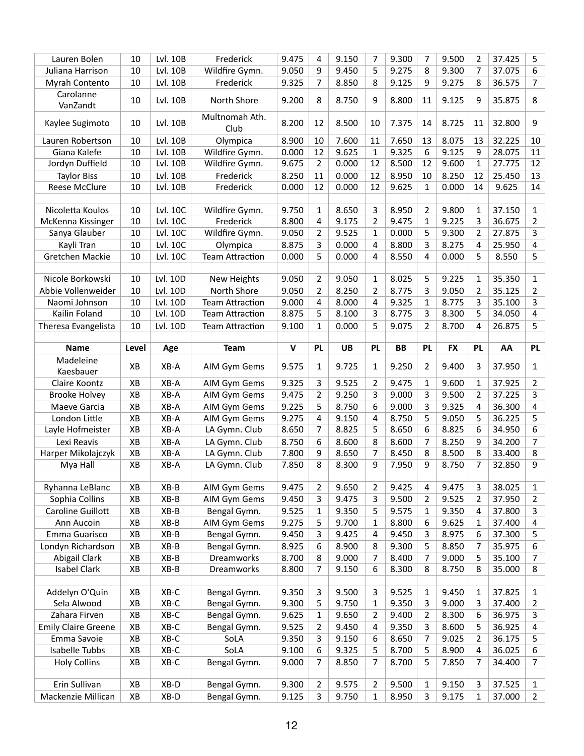| | | | | | | | | | | | | | |
|---|---|---|---|---|---|---|---|---|---|---|---|---|---|
| Lauren Bolen | 10 | Lvl. 10B | Frederick | 9.475 | 4 | 9.150 | 7 | 9.300 | 7 | 9.500 | 2 | 37.425 | 5 |
| Juliana Harrison | 10 | Lvl. 10B | Wildfire Gymn. | 9.050 | 9 | 9.450 | 5 | 9.275 | 8 | 9.300 | 7 | 37.075 | 6 |
| Myrah Contento | 10 | Lvl. 10B | Frederick | 9.325 | 7 | 8.850 | 8 | 9.125 | 9 | 9.275 | 8 | 36.575 | 7 |
| Carolanne VanZandt | 10 | Lvl. 10B | North Shore | 9.200 | 8 | 8.750 | 9 | 8.800 | 11 | 9.125 | 9 | 35.875 | 8 |
| Kaylee Sugimoto | 10 | Lvl. 10B | Multnomah Ath. Club | 8.200 | 12 | 8.500 | 10 | 7.375 | 14 | 8.725 | 11 | 32.800 | 9 |
| Lauren Robertson | 10 | Lvl. 10B | Olympica | 8.900 | 10 | 7.600 | 11 | 7.650 | 13 | 8.075 | 13 | 32.225 | 10 |
| Giana Kalefe | 10 | Lvl. 10B | Wildfire Gymn. | 0.000 | 12 | 9.625 | 1 | 9.325 | 6 | 9.125 | 9 | 28.075 | 11 |
| Jordyn Duffield | 10 | Lvl. 10B | Wildfire Gymn. | 9.675 | 2 | 0.000 | 12 | 8.500 | 12 | 9.600 | 1 | 27.775 | 12 |
| Taylor Biss | 10 | Lvl. 10B | Frederick | 8.250 | 11 | 0.000 | 12 | 8.950 | 10 | 8.250 | 12 | 25.450 | 13 |
| Reese McClure | 10 | Lvl. 10B | Frederick | 0.000 | 12 | 0.000 | 12 | 9.625 | 1 | 0.000 | 14 | 9.625 | 14 |
| | | | | | | | | | | | | | |
| Nicoletta Koulos | 10 | Lvl. 10C | Wildfire Gymn. | 9.750 | 1 | 8.650 | 3 | 8.950 | 2 | 9.800 | 1 | 37.150 | 1 |
| McKenna Kissinger | 10 | Lvl. 10C | Frederick | 8.800 | 4 | 9.175 | 2 | 9.475 | 1 | 9.225 | 3 | 36.675 | 2 |
| Sanya Glauber | 10 | Lvl. 10C | Wildfire Gymn. | 9.050 | 2 | 9.525 | 1 | 0.000 | 5 | 9.300 | 2 | 27.875 | 3 |
| Kayli Tran | 10 | Lvl. 10C | Olympica | 8.875 | 3 | 0.000 | 4 | 8.800 | 3 | 8.275 | 4 | 25.950 | 4 |
| Gretchen Mackie | 10 | Lvl. 10C | Team Attraction | 0.000 | 5 | 0.000 | 4 | 8.550 | 4 | 0.000 | 5 | 8.550 | 5 |
| | | | | | | | | | | | | | |
| Nicole Borkowski | 10 | Lvl. 10D | New Heights | 9.050 | 2 | 9.050 | 1 | 8.025 | 5 | 9.225 | 1 | 35.350 | 1 |
| Abbie Vollenweider | 10 | Lvl. 10D | North Shore | 9.050 | 2 | 8.250 | 2 | 8.775 | 3 | 9.050 | 2 | 35.125 | 2 |
| Naomi Johnson | 10 | Lvl. 10D | Team Attraction | 9.000 | 4 | 8.000 | 4 | 9.325 | 1 | 8.775 | 3 | 35.100 | 3 |
| Kailin Foland | 10 | Lvl. 10D | Team Attraction | 8.875 | 5 | 8.100 | 3 | 8.775 | 3 | 8.300 | 5 | 34.050 | 4 |
| Theresa Evangelista | 10 | Lvl. 10D | Team Attraction | 9.100 | 1 | 0.000 | 5 | 9.075 | 2 | 8.700 | 4 | 26.875 | 5 |
| | | | | | | | | | | | | | |
| **Name** | **Level** | **Age** | **Team** | **V** | **PL** | **UB** | **PL** | **BB** | **PL** | **FX** | **PL** | **AA** | **PL** |
| Madeleine Kaesbauer | XB | XB-A | AIM Gym Gems | 9.575 | 1 | 9.725 | 1 | 9.250 | 2 | 9.400 | 3 | 37.950 | 1 |
| Claire Koontz | XB | XB-A | AIM Gym Gems | 9.325 | 3 | 9.525 | 2 | 9.475 | 1 | 9.600 | 1 | 37.925 | 2 |
| Brooke Holvey | XB | XB-A | AIM Gym Gems | 9.475 | 2 | 9.250 | 3 | 9.000 | 3 | 9.500 | 2 | 37.225 | 3 |
| Maeve Garcia | XB | XB-A | AIM Gym Gems | 9.225 | 5 | 8.750 | 6 | 9.000 | 3 | 9.325 | 4 | 36.300 | 4 |
| London Little | XB | XB-A | AIM Gym Gems | 9.275 | 4 | 9.150 | 4 | 8.750 | 5 | 9.050 | 5 | 36.225 | 5 |
| Layle Hofmeister | XB | XB-A | LA Gymn. Club | 8.650 | 7 | 8.825 | 5 | 8.650 | 6 | 8.825 | 6 | 34.950 | 6 |
| Lexi Reavis | XB | XB-A | LA Gymn. Club | 8.750 | 6 | 8.600 | 8 | 8.600 | 7 | 8.250 | 9 | 34.200 | 7 |
| Harper Mikolajczyk | XB | XB-A | LA Gymn. Club | 7.800 | 9 | 8.650 | 7 | 8.450 | 8 | 8.500 | 8 | 33.400 | 8 |
| Mya Hall | XB | XB-A | LA Gymn. Club | 7.850 | 8 | 8.300 | 9 | 7.950 | 9 | 8.750 | 7 | 32.850 | 9 |
| | | | | | | | | | | | | | |
| Ryhanna LeBlanc | XB | XB-B | AIM Gym Gems | 9.475 | 2 | 9.650 | 2 | 9.425 | 4 | 9.475 | 3 | 38.025 | 1 |
| Sophia Collins | XB | XB-B | AIM Gym Gems | 9.450 | 3 | 9.475 | 3 | 9.500 | 2 | 9.525 | 2 | 37.950 | 2 |
| Caroline Guillott | XB | XB-B | Bengal Gymn. | 9.525 | 1 | 9.350 | 5 | 9.575 | 1 | 9.350 | 4 | 37.800 | 3 |
| Ann Aucoin | XB | XB-B | AIM Gym Gems | 9.275 | 5 | 9.700 | 1 | 8.800 | 6 | 9.625 | 1 | 37.400 | 4 |
| Emma Guarisco | XB | XB-B | Bengal Gymn. | 9.450 | 3 | 9.425 | 4 | 9.450 | 3 | 8.975 | 6 | 37.300 | 5 |
| Londyn Richardson | XB | XB-B | Bengal Gymn. | 8.925 | 6 | 8.900 | 8 | 9.300 | 5 | 8.850 | 7 | 35.975 | 6 |
| Abigail Clark | XB | XB-B | Dreamworks | 8.700 | 8 | 9.000 | 7 | 8.400 | 7 | 9.000 | 5 | 35.100 | 7 |
| Isabel Clark | XB | XB-B | Dreamworks | 8.800 | 7 | 9.150 | 6 | 8.300 | 8 | 8.750 | 8 | 35.000 | 8 |
| | | | | | | | | | | | | | |
| Addelyn O'Quin | XB | XB-C | Bengal Gymn. | 9.350 | 3 | 9.500 | 3 | 9.525 | 1 | 9.450 | 1 | 37.825 | 1 |
| Sela Alwood | XB | XB-C | Bengal Gymn. | 9.300 | 5 | 9.750 | 1 | 9.350 | 3 | 9.000 | 3 | 37.400 | 2 |
| Zahara Firven | XB | XB-C | Bengal Gymn. | 9.625 | 1 | 9.650 | 2 | 9.400 | 2 | 8.300 | 6 | 36.975 | 3 |
| Emily Claire Greene | XB | XB-C | Bengal Gymn. | 9.525 | 2 | 9.450 | 4 | 9.350 | 3 | 8.600 | 5 | 36.925 | 4 |
| Emma Savoie | XB | XB-C | SoLA | 9.350 | 3 | 9.150 | 6 | 8.650 | 7 | 9.025 | 2 | 36.175 | 5 |
| Isabelle Tubbs | XB | XB-C | SoLA | 9.100 | 6 | 9.325 | 5 | 8.700 | 5 | 8.900 | 4 | 36.025 | 6 |
| Holy Collins | XB | XB-C | Bengal Gymn. | 9.000 | 7 | 8.850 | 7 | 8.700 | 5 | 7.850 | 7 | 34.400 | 7 |
| | | | | | | | | | | | | | |
| Erin Sullivan | XB | XB-D | Bengal Gymn. | 9.300 | 2 | 9.575 | 2 | 9.500 | 1 | 9.150 | 3 | 37.525 | 1 |
| Mackenzie Millican | XB | XB-D | Bengal Gymn. | 9.125 | 3 | 9.750 | 1 | 8.950 | 3 | 9.175 | 1 | 37.000 | 2 |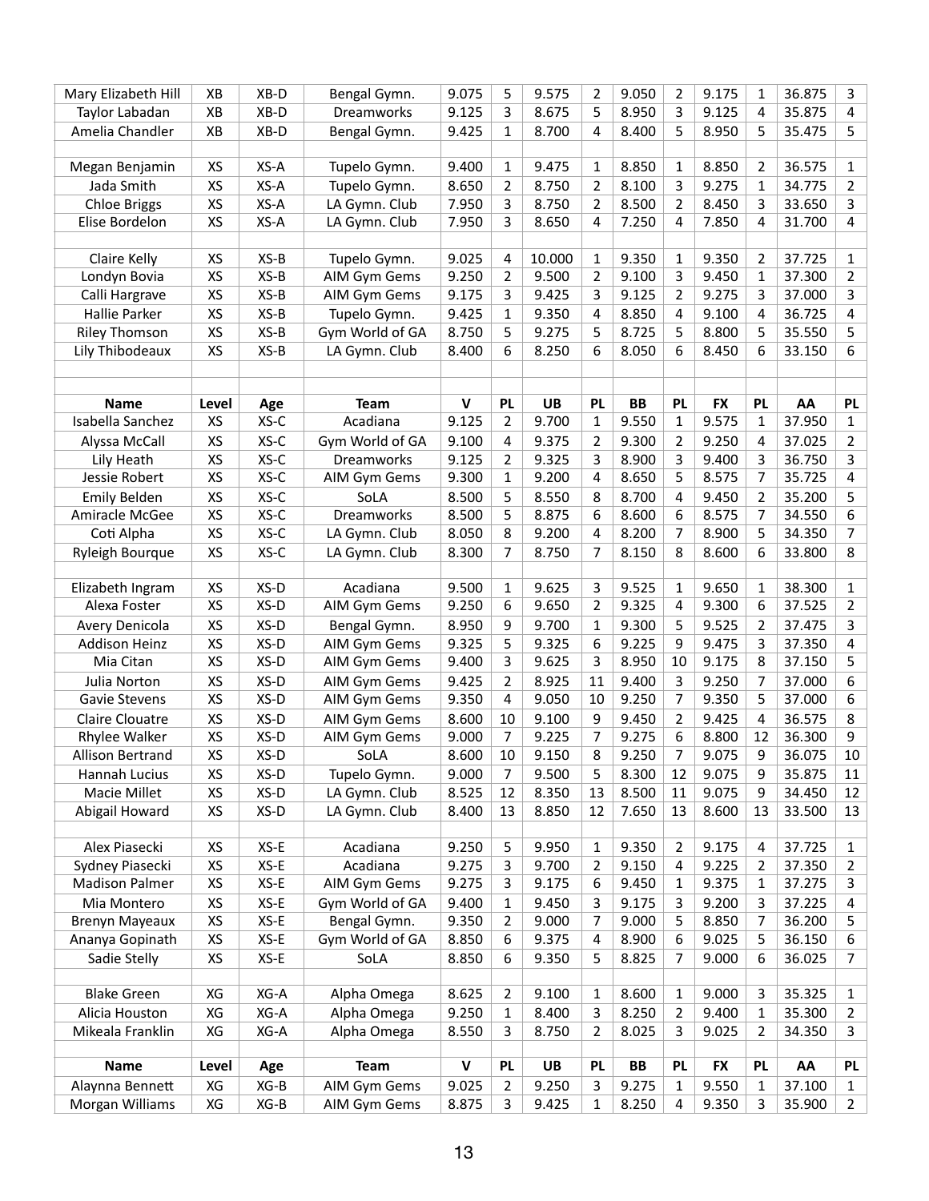| Name | Level | Age | Team | V | PL | UB | PL | BB | PL | FX | PL | AA | PL |
|---|---|---|---|---|---|---|---|---|---|---|---|---|---|
| Mary Elizabeth Hill | XB | XB-D | Bengal Gymn. | 9.075 | 5 | 9.575 | 2 | 9.050 | 2 | 9.175 | 1 | 36.875 | 3 |
| Taylor Labadan | XB | XB-D | Dreamworks | 9.125 | 3 | 8.675 | 5 | 8.950 | 3 | 9.125 | 4 | 35.875 | 4 |
| Amelia Chandler | XB | XB-D | Bengal Gymn. | 9.425 | 1 | 8.700 | 4 | 8.400 | 5 | 8.950 | 5 | 35.475 | 5 |
| | | | | | | | | | | | | | |
| Megan Benjamin | XS | XS-A | Tupelo Gymn. | 9.400 | 1 | 9.475 | 1 | 8.850 | 1 | 8.850 | 2 | 36.575 | 1 |
| Jada Smith | XS | XS-A | Tupelo Gymn. | 8.650 | 2 | 8.750 | 2 | 8.100 | 3 | 9.275 | 1 | 34.775 | 2 |
| Chloe Briggs | XS | XS-A | LA Gymn. Club | 7.950 | 3 | 8.750 | 2 | 8.500 | 2 | 8.450 | 3 | 33.650 | 3 |
| Elise Bordelon | XS | XS-A | LA Gymn. Club | 7.950 | 3 | 8.650 | 4 | 7.250 | 4 | 7.850 | 4 | 31.700 | 4 |
| | | | | | | | | | | | | | |
| Claire Kelly | XS | XS-B | Tupelo Gymn. | 9.025 | 4 | 10.000 | 1 | 9.350 | 1 | 9.350 | 2 | 37.725 | 1 |
| Londyn Bovia | XS | XS-B | AIM Gym Gems | 9.250 | 2 | 9.500 | 2 | 9.100 | 3 | 9.450 | 1 | 37.300 | 2 |
| Calli Hargrave | XS | XS-B | AIM Gym Gems | 9.175 | 3 | 9.425 | 3 | 9.125 | 2 | 9.275 | 3 | 37.000 | 3 |
| Hallie Parker | XS | XS-B | Tupelo Gymn. | 9.425 | 1 | 9.350 | 4 | 8.850 | 4 | 9.100 | 4 | 36.725 | 4 |
| Riley Thomson | XS | XS-B | Gym World of GA | 8.750 | 5 | 9.275 | 5 | 8.725 | 5 | 8.800 | 5 | 35.550 | 5 |
| Lily Thibodeaux | XS | XS-B | LA Gymn. Club | 8.400 | 6 | 8.250 | 6 | 8.050 | 6 | 8.450 | 6 | 33.150 | 6 |

| Name | Level | Age | Team | V | PL | UB | PL | BB | PL | FX | PL | AA | PL |
|---|---|---|---|---|---|---|---|---|---|---|---|---|---|
| Isabella Sanchez | XS | XS-C | Acadiana | 9.125 | 2 | 9.700 | 1 | 9.550 | 1 | 9.575 | 1 | 37.950 | 1 |
| Alyssa McCall | XS | XS-C | Gym World of GA | 9.100 | 4 | 9.375 | 2 | 9.300 | 2 | 9.250 | 4 | 37.025 | 2 |
| Lily Heath | XS | XS-C | Dreamworks | 9.125 | 2 | 9.325 | 3 | 8.900 | 3 | 9.400 | 3 | 36.750 | 3 |
| Jessie Robert | XS | XS-C | AIM Gym Gems | 9.300 | 1 | 9.200 | 4 | 8.650 | 5 | 8.575 | 7 | 35.725 | 4 |
| Emily Belden | XS | XS-C | SoLA | 8.500 | 5 | 8.550 | 8 | 8.700 | 4 | 9.450 | 2 | 35.200 | 5 |
| Amiracle McGee | XS | XS-C | Dreamworks | 8.500 | 5 | 8.875 | 6 | 8.600 | 6 | 8.575 | 7 | 34.550 | 6 |
| Coti Alpha | XS | XS-C | LA Gymn. Club | 8.050 | 8 | 9.200 | 4 | 8.200 | 7 | 8.900 | 5 | 34.350 | 7 |
| Ryleigh Bourque | XS | XS-C | LA Gymn. Club | 8.300 | 7 | 8.750 | 7 | 8.150 | 8 | 8.600 | 6 | 33.800 | 8 |
| | | | | | | | | | | | | | |
| Elizabeth Ingram | XS | XS-D | Acadiana | 9.500 | 1 | 9.625 | 3 | 9.525 | 1 | 9.650 | 1 | 38.300 | 1 |
| Alexa Foster | XS | XS-D | AIM Gym Gems | 9.250 | 6 | 9.650 | 2 | 9.325 | 4 | 9.300 | 6 | 37.525 | 2 |
| Avery Denicola | XS | XS-D | Bengal Gymn. | 8.950 | 9 | 9.700 | 1 | 9.300 | 5 | 9.525 | 2 | 37.475 | 3 |
| Addison Heinz | XS | XS-D | AIM Gym Gems | 9.325 | 5 | 9.325 | 6 | 9.225 | 9 | 9.475 | 3 | 37.350 | 4 |
| Mia Citan | XS | XS-D | AIM Gym Gems | 9.400 | 3 | 9.625 | 3 | 8.950 | 10 | 9.175 | 8 | 37.150 | 5 |
| Julia Norton | XS | XS-D | AIM Gym Gems | 9.425 | 2 | 8.925 | 11 | 9.400 | 3 | 9.250 | 7 | 37.000 | 6 |
| Gavie Stevens | XS | XS-D | AIM Gym Gems | 9.350 | 4 | 9.050 | 10 | 9.250 | 7 | 9.350 | 5 | 37.000 | 6 |
| Claire Clouatre | XS | XS-D | AIM Gym Gems | 8.600 | 10 | 9.100 | 9 | 9.450 | 2 | 9.425 | 4 | 36.575 | 8 |
| Rhylee Walker | XS | XS-D | AIM Gym Gems | 9.000 | 7 | 9.225 | 7 | 9.275 | 6 | 8.800 | 12 | 36.300 | 9 |
| Allison Bertrand | XS | XS-D | SoLA | 8.600 | 10 | 9.150 | 8 | 9.250 | 7 | 9.075 | 9 | 36.075 | 10 |
| Hannah Lucius | XS | XS-D | Tupelo Gymn. | 9.000 | 7 | 9.500 | 5 | 8.300 | 12 | 9.075 | 9 | 35.875 | 11 |
| Macie Millet | XS | XS-D | LA Gymn. Club | 8.525 | 12 | 8.350 | 13 | 8.500 | 11 | 9.075 | 9 | 34.450 | 12 |
| Abigail Howard | XS | XS-D | LA Gymn. Club | 8.400 | 13 | 8.850 | 12 | 7.650 | 13 | 8.600 | 13 | 33.500 | 13 |
| | | | | | | | | | | | | | |
| Alex Piasecki | XS | XS-E | Acadiana | 9.250 | 5 | 9.950 | 1 | 9.350 | 2 | 9.175 | 4 | 37.725 | 1 |
| Sydney Piasecki | XS | XS-E | Acadiana | 9.275 | 3 | 9.700 | 2 | 9.150 | 4 | 9.225 | 2 | 37.350 | 2 |
| Madison Palmer | XS | XS-E | AIM Gym Gems | 9.275 | 3 | 9.175 | 6 | 9.450 | 1 | 9.375 | 1 | 37.275 | 3 |
| Mia Montero | XS | XS-E | Gym World of GA | 9.400 | 1 | 9.450 | 3 | 9.175 | 3 | 9.200 | 3 | 37.225 | 4 |
| Brenyn Mayeaux | XS | XS-E | Bengal Gymn. | 9.350 | 2 | 9.000 | 7 | 9.000 | 5 | 8.850 | 7 | 36.200 | 5 |
| Ananya Gopinath | XS | XS-E | Gym World of GA | 8.850 | 6 | 9.375 | 4 | 8.900 | 6 | 9.025 | 5 | 36.150 | 6 |
| Sadie Stelly | XS | XS-E | SoLA | 8.850 | 6 | 9.350 | 5 | 8.825 | 7 | 9.000 | 6 | 36.025 | 7 |
| | | | | | | | | | | | | | |
| Blake Green | XG | XG-A | Alpha Omega | 8.625 | 2 | 9.100 | 1 | 8.600 | 1 | 9.000 | 3 | 35.325 | 1 |
| Alicia Houston | XG | XG-A | Alpha Omega | 9.250 | 1 | 8.400 | 3 | 8.250 | 2 | 9.400 | 1 | 35.300 | 2 |
| Mikeala Franklin | XG | XG-A | Alpha Omega | 8.550 | 3 | 8.750 | 2 | 8.025 | 3 | 9.025 | 2 | 34.350 | 3 |

| Name | Level | Age | Team | V | PL | UB | PL | BB | PL | FX | PL | AA | PL |
|---|---|---|---|---|---|---|---|---|---|---|---|---|---|
| Alaynna Bennett | XG | XG-B | AIM Gym Gems | 9.025 | 2 | 9.250 | 3 | 9.275 | 1 | 9.550 | 1 | 37.100 | 1 |
| Morgan Williams | XG | XG-B | AIM Gym Gems | 8.875 | 3 | 9.425 | 1 | 8.250 | 4 | 9.350 | 3 | 35.900 | 2 |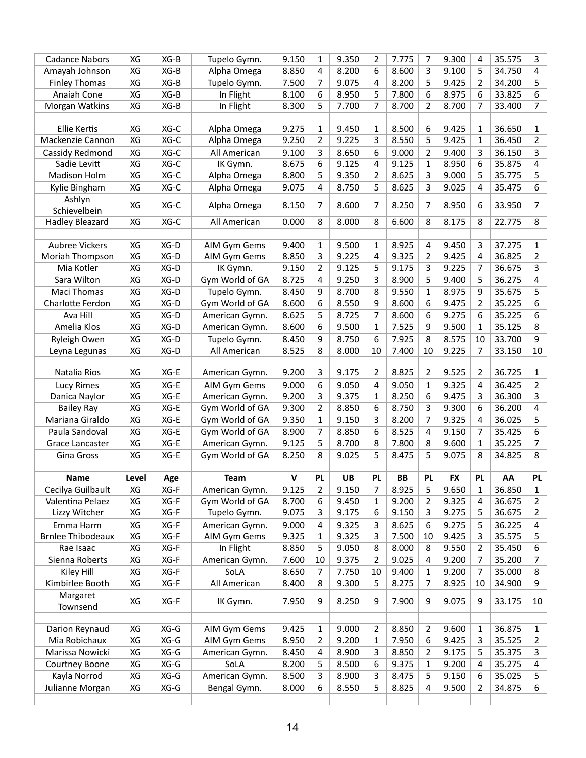| Name | Level | Age | Team | V | PL | UB | PL | BB | PL | FX | PL | AA | PL |
|---|---|---|---|---|---|---|---|---|---|---|---|---|---|
| Cadance Nabors | XG | XG-B | Tupelo Gymn. | 9.150 | 1 | 9.350 | 2 | 7.775 | 7 | 9.300 | 4 | 35.575 | 3 |
| Amayah Johnson | XG | XG-B | Alpha Omega | 8.850 | 4 | 8.200 | 6 | 8.600 | 3 | 9.100 | 5 | 34.750 | 4 |
| Finley Thomas | XG | XG-B | Tupelo Gymn. | 7.500 | 7 | 9.075 | 4 | 8.200 | 5 | 9.425 | 2 | 34.200 | 5 |
| Anaiah Cone | XG | XG-B | In Flight | 8.100 | 6 | 8.950 | 5 | 7.800 | 6 | 8.975 | 6 | 33.825 | 6 |
| Morgan Watkins | XG | XG-B | In Flight | 8.300 | 5 | 7.700 | 7 | 8.700 | 2 | 8.700 | 7 | 33.400 | 7 |
| | | | | | | | | | | | | | |
| Ellie Kertis | XG | XG-C | Alpha Omega | 9.275 | 1 | 9.450 | 1 | 8.500 | 6 | 9.425 | 1 | 36.650 | 1 |
| Mackenzie Cannon | XG | XG-C | Alpha Omega | 9.250 | 2 | 9.225 | 3 | 8.550 | 5 | 9.425 | 1 | 36.450 | 2 |
| Cassidy Redmond | XG | XG-C | All American | 9.100 | 3 | 8.650 | 6 | 9.000 | 2 | 9.400 | 3 | 36.150 | 3 |
| Sadie Levitt | XG | XG-C | IK Gymn. | 8.675 | 6 | 9.125 | 4 | 9.125 | 1 | 8.950 | 6 | 35.875 | 4 |
| Madison Holm | XG | XG-C | Alpha Omega | 8.800 | 5 | 9.350 | 2 | 8.625 | 3 | 9.000 | 5 | 35.775 | 5 |
| Kylie Bingham | XG | XG-C | Alpha Omega | 9.075 | 4 | 8.750 | 5 | 8.625 | 3 | 9.025 | 4 | 35.475 | 6 |
| Ashlyn Schievelbein | XG | XG-C | Alpha Omega | 8.150 | 7 | 8.600 | 7 | 8.250 | 7 | 8.950 | 6 | 33.950 | 7 |
| Hadley Bleazard | XG | XG-C | All American | 0.000 | 8 | 8.000 | 8 | 6.600 | 8 | 8.175 | 8 | 22.775 | 8 |
| | | | | | | | | | | | | | |
| Aubree Vickers | XG | XG-D | AIM Gym Gems | 9.400 | 1 | 9.500 | 1 | 8.925 | 4 | 9.450 | 3 | 37.275 | 1 |
| Moriah Thompson | XG | XG-D | AIM Gym Gems | 8.850 | 3 | 9.225 | 4 | 9.325 | 2 | 9.425 | 4 | 36.825 | 2 |
| Mia Kotler | XG | XG-D | IK Gymn. | 9.150 | 2 | 9.125 | 5 | 9.175 | 3 | 9.225 | 7 | 36.675 | 3 |
| Sara Wilton | XG | XG-D | Gym World of GA | 8.725 | 4 | 9.250 | 3 | 8.900 | 5 | 9.400 | 5 | 36.275 | 4 |
| Maci Thomas | XG | XG-D | Tupelo Gymn. | 8.450 | 9 | 8.700 | 8 | 9.550 | 1 | 8.975 | 9 | 35.675 | 5 |
| Charlotte Ferdon | XG | XG-D | Gym World of GA | 8.600 | 6 | 8.550 | 9 | 8.600 | 6 | 9.475 | 2 | 35.225 | 6 |
| Ava Hill | XG | XG-D | American Gymn. | 8.625 | 5 | 8.725 | 7 | 8.600 | 6 | 9.275 | 6 | 35.225 | 6 |
| Amelia Klos | XG | XG-D | American Gymn. | 8.600 | 6 | 9.500 | 1 | 7.525 | 9 | 9.500 | 1 | 35.125 | 8 |
| Ryleigh Owen | XG | XG-D | Tupelo Gymn. | 8.450 | 9 | 8.750 | 6 | 7.925 | 8 | 8.575 | 10 | 33.700 | 9 |
| Leyna Legunas | XG | XG-D | All American | 8.525 | 8 | 8.000 | 10 | 7.400 | 10 | 9.225 | 7 | 33.150 | 10 |
| | | | | | | | | | | | | | |
| Natalia Rios | XG | XG-E | American Gymn. | 9.200 | 3 | 9.175 | 2 | 8.825 | 2 | 9.525 | 2 | 36.725 | 1 |
| Lucy Rimes | XG | XG-E | AIM Gym Gems | 9.000 | 6 | 9.050 | 4 | 9.050 | 1 | 9.325 | 4 | 36.425 | 2 |
| Danica Naylor | XG | XG-E | American Gymn. | 9.200 | 3 | 9.375 | 1 | 8.250 | 6 | 9.475 | 3 | 36.300 | 3 |
| Bailey Ray | XG | XG-E | Gym World of GA | 9.300 | 2 | 8.850 | 6 | 8.750 | 3 | 9.300 | 6 | 36.200 | 4 |
| Mariana Giraldo | XG | XG-E | Gym World of GA | 9.350 | 1 | 9.150 | 3 | 8.200 | 7 | 9.325 | 4 | 36.025 | 5 |
| Paula Sandoval | XG | XG-E | Gym World of GA | 8.900 | 7 | 8.850 | 6 | 8.525 | 4 | 9.150 | 7 | 35.425 | 6 |
| Grace Lancaster | XG | XG-E | American Gymn. | 9.125 | 5 | 8.700 | 8 | 7.800 | 8 | 9.600 | 1 | 35.225 | 7 |
| Gina Gross | XG | XG-E | Gym World of GA | 8.250 | 8 | 9.025 | 5 | 8.475 | 5 | 9.075 | 8 | 34.825 | 8 |
| | | | | | | | | | | | | | |
| **Name** | **Level** | **Age** | **Team** | **V** | **PL** | **UB** | **PL** | **BB** | **PL** | **FX** | **PL** | **AA** | **PL** |
| Cecilya Guilbault | XG | XG-F | American Gymn. | 9.125 | 2 | 9.150 | 7 | 8.925 | 5 | 9.650 | 1 | 36.850 | 1 |
| Valentina Pelaez | XG | XG-F | Gym World of GA | 8.700 | 6 | 9.450 | 1 | 9.200 | 2 | 9.325 | 4 | 36.675 | 2 |
| Lizzy Witcher | XG | XG-F | Tupelo Gymn. | 9.075 | 3 | 9.175 | 6 | 9.150 | 3 | 9.275 | 5 | 36.675 | 2 |
| Emma Harm | XG | XG-F | American Gymn. | 9.000 | 4 | 9.325 | 3 | 8.625 | 6 | 9.275 | 5 | 36.225 | 4 |
| Brnlee Thibodeaux | XG | XG-F | AIM Gym Gems | 9.325 | 1 | 9.325 | 3 | 7.500 | 10 | 9.425 | 3 | 35.575 | 5 |
| Rae Isaac | XG | XG-F | In Flight | 8.850 | 5 | 9.050 | 8 | 8.000 | 8 | 9.550 | 2 | 35.450 | 6 |
| Sienna Roberts | XG | XG-F | American Gymn. | 7.600 | 10 | 9.375 | 2 | 9.025 | 4 | 9.200 | 7 | 35.200 | 7 |
| Kiley Hill | XG | XG-F | SoLA | 8.650 | 7 | 7.750 | 10 | 9.400 | 1 | 9.200 | 7 | 35.000 | 8 |
| Kimbirlee Booth | XG | XG-F | All American | 8.400 | 8 | 9.300 | 5 | 8.275 | 7 | 8.925 | 10 | 34.900 | 9 |
| Margaret Townsend | XG | XG-F | IK Gymn. | 7.950 | 9 | 8.250 | 9 | 7.900 | 9 | 9.075 | 9 | 33.175 | 10 |
| | | | | | | | | | | | | | |
| Darion Reynaud | XG | XG-G | AIM Gym Gems | 9.425 | 1 | 9.000 | 2 | 8.850 | 2 | 9.600 | 1 | 36.875 | 1 |
| Mia Robichaux | XG | XG-G | AIM Gym Gems | 8.950 | 2 | 9.200 | 1 | 7.950 | 6 | 9.425 | 3 | 35.525 | 2 |
| Marissa Nowicki | XG | XG-G | American Gymn. | 8.450 | 4 | 8.900 | 3 | 8.850 | 2 | 9.175 | 5 | 35.375 | 3 |
| Courtney Boone | XG | XG-G | SoLA | 8.200 | 5 | 8.500 | 6 | 9.375 | 1 | 9.200 | 4 | 35.275 | 4 |
| Kayla Norrod | XG | XG-G | American Gymn. | 8.500 | 3 | 8.900 | 3 | 8.475 | 5 | 9.150 | 6 | 35.025 | 5 |
| Julianne Morgan | XG | XG-G | Bengal Gymn. | 8.000 | 6 | 8.550 | 5 | 8.825 | 4 | 9.500 | 2 | 34.875 | 6 |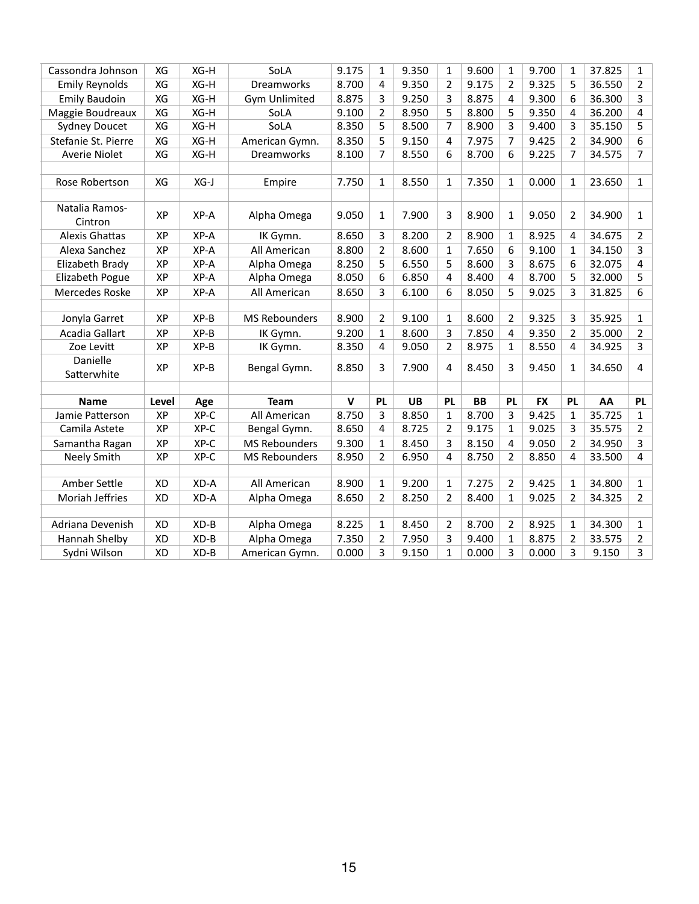| | | | | | | | | | | | | | |
|---|---|---|---|---|---|---|---|---|---|---|---|---|---|
| Cassondra Johnson | XG | XG-H | SoLA | 9.175 | 1 | 9.350 | 1 | 9.600 | 1 | 9.700 | 1 | 37.825 | 1 |
| Emily Reynolds | XG | XG-H | Dreamworks | 8.700 | 4 | 9.350 | 2 | 9.175 | 2 | 9.325 | 5 | 36.550 | 2 |
| Emily Baudoin | XG | XG-H | Gym Unlimited | 8.875 | 3 | 9.250 | 3 | 8.875 | 4 | 9.300 | 6 | 36.300 | 3 |
| Maggie Boudreaux | XG | XG-H | SoLA | 9.100 | 2 | 8.950 | 5 | 8.800 | 5 | 9.350 | 4 | 36.200 | 4 |
| Sydney Doucet | XG | XG-H | SoLA | 8.350 | 5 | 8.500 | 7 | 8.900 | 3 | 9.400 | 3 | 35.150 | 5 |
| Stefanie St. Pierre | XG | XG-H | American Gymn. | 8.350 | 5 | 9.150 | 4 | 7.975 | 7 | 9.425 | 2 | 34.900 | 6 |
| Averie Niolet | XG | XG-H | Dreamworks | 8.100 | 7 | 8.550 | 6 | 8.700 | 6 | 9.225 | 7 | 34.575 | 7 |
| | | | | | | | | | | | | | |
| Rose Robertson | XG | XG-J | Empire | 7.750 | 1 | 8.550 | 1 | 7.350 | 1 | 0.000 | 1 | 23.650 | 1 |
| | | | | | | | | | | | | | |
| Natalia Ramos-Cintron | XP | XP-A | Alpha Omega | 9.050 | 1 | 7.900 | 3 | 8.900 | 1 | 9.050 | 2 | 34.900 | 1 |
| Alexis Ghattas | XP | XP-A | IK Gymn. | 8.650 | 3 | 8.200 | 2 | 8.900 | 1 | 8.925 | 4 | 34.675 | 2 |
| Alexa Sanchez | XP | XP-A | All American | 8.800 | 2 | 8.600 | 1 | 7.650 | 6 | 9.100 | 1 | 34.150 | 3 |
| Elizabeth Brady | XP | XP-A | Alpha Omega | 8.250 | 5 | 6.550 | 5 | 8.600 | 3 | 8.675 | 6 | 32.075 | 4 |
| Elizabeth Pogue | XP | XP-A | Alpha Omega | 8.050 | 6 | 6.850 | 4 | 8.400 | 4 | 8.700 | 5 | 32.000 | 5 |
| Mercedes Roske | XP | XP-A | All American | 8.650 | 3 | 6.100 | 6 | 8.050 | 5 | 9.025 | 3 | 31.825 | 6 |
| | | | | | | | | | | | | | |
| Jonyla Garret | XP | XP-B | MS Rebounders | 8.900 | 2 | 9.100 | 1 | 8.600 | 2 | 9.325 | 3 | 35.925 | 1 |
| Acadia Gallart | XP | XP-B | IK Gymn. | 9.200 | 1 | 8.600 | 3 | 7.850 | 4 | 9.350 | 2 | 35.000 | 2 |
| Zoe Levitt | XP | XP-B | IK Gymn. | 8.350 | 4 | 9.050 | 2 | 8.975 | 1 | 8.550 | 4 | 34.925 | 3 |
| Danielle Satterwhite | XP | XP-B | Bengal Gymn. | 8.850 | 3 | 7.900 | 4 | 8.450 | 3 | 9.450 | 1 | 34.650 | 4 |
| | | | | | | | | | | | | | |
| **Name** | **Level** | **Age** | **Team** | **V** | **PL** | **UB** | **PL** | **BB** | **PL** | **FX** | **PL** | **AA** | **PL** |
| Jamie Patterson | XP | XP-C | All American | 8.750 | 3 | 8.850 | 1 | 8.700 | 3 | 9.425 | 1 | 35.725 | 1 |
| Camila Astete | XP | XP-C | Bengal Gymn. | 8.650 | 4 | 8.725 | 2 | 9.175 | 1 | 9.025 | 3 | 35.575 | 2 |
| Samantha Ragan | XP | XP-C | MS Rebounders | 9.300 | 1 | 8.450 | 3 | 8.150 | 4 | 9.050 | 2 | 34.950 | 3 |
| Neely Smith | XP | XP-C | MS Rebounders | 8.950 | 2 | 6.950 | 4 | 8.750 | 2 | 8.850 | 4 | 33.500 | 4 |
| | | | | | | | | | | | | | |
| Amber Settle | XD | XD-A | All American | 8.900 | 1 | 9.200 | 1 | 7.275 | 2 | 9.425 | 1 | 34.800 | 1 |
| Moriah Jeffries | XD | XD-A | Alpha Omega | 8.650 | 2 | 8.250 | 2 | 8.400 | 1 | 9.025 | 2 | 34.325 | 2 |
| | | | | | | | | | | | | | |
| Adriana Devenish | XD | XD-B | Alpha Omega | 8.225 | 1 | 8.450 | 2 | 8.700 | 2 | 8.925 | 1 | 34.300 | 1 |
| Hannah Shelby | XD | XD-B | Alpha Omega | 7.350 | 2 | 7.950 | 3 | 9.400 | 1 | 8.875 | 2 | 33.575 | 2 |
| Sydni Wilson | XD | XD-B | American Gymn. | 0.000 | 3 | 9.150 | 1 | 0.000 | 3 | 0.000 | 3 | 9.150 | 3 |